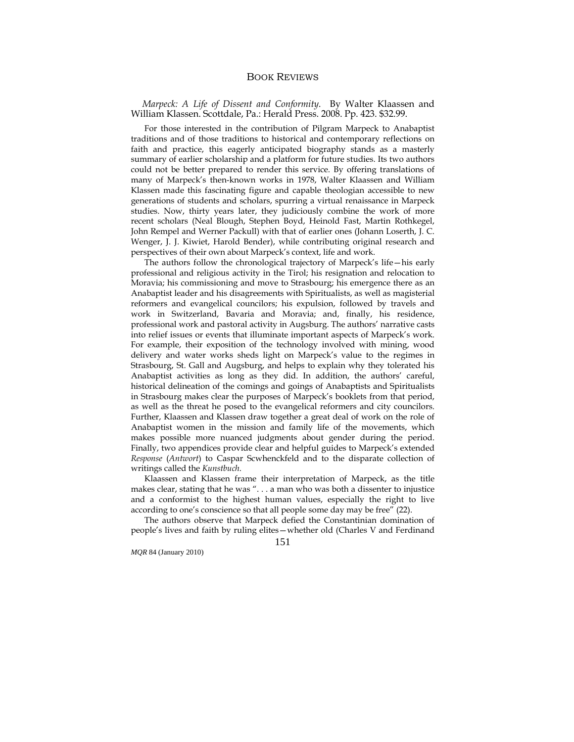# BOOK REVIEWS

*Marpeck: A Life of Dissent and Conformity*. By Walter Klaassen and William Klassen. Scottdale, Pa.: Herald Press. 2008. Pp. 423. $32.99.

For those interested in the contribution of Pilgram Marpeck to Anabaptist traditions and of those traditions to historical and contemporary reflections on faith and practice, this eagerly anticipated biography stands as a masterly summary of earlier scholarship and a platform for future studies. Its two authors could not be better prepared to render this service. By offering translations of many of Marpeck's then-known works in 1978, Walter Klaassen and William Klassen made this fascinating figure and capable theologian accessible to new generations of students and scholars, spurring a virtual renaissance in Marpeck studies. Now, thirty years later, they judiciously combine the work of more recent scholars (Neal Blough, Stephen Boyd, Heinold Fast, Martin Rothkegel, John Rempel and Werner Packull) with that of earlier ones (Johann Loserth, J. C. Wenger, J. J. Kiwiet, Harold Bender), while contributing original research and perspectives of their own about Marpeck's context, life and work.

The authors follow the chronological trajectory of Marpeck's life—his early professional and religious activity in the Tirol; his resignation and relocation to Moravia; his commissioning and move to Strasbourg; his emergence there as an Anabaptist leader and his disagreements with Spiritualists, as well as magisterial reformers and evangelical councilors; his expulsion, followed by travels and work in Switzerland, Bavaria and Moravia; and, finally, his residence, professional work and pastoral activity in Augsburg. The authors' narrative casts into relief issues or events that illuminate important aspects of Marpeck's work. For example, their exposition of the technology involved with mining, wood delivery and water works sheds light on Marpeck's value to the regimes in Strasbourg, St. Gall and Augsburg, and helps to explain why they tolerated his Anabaptist activities as long as they did. In addition, the authors' careful, historical delineation of the comings and goings of Anabaptists and Spiritualists in Strasbourg makes clear the purposes of Marpeck's booklets from that period, as well as the threat he posed to the evangelical reformers and city councilors. Further, Klaassen and Klassen draw together a great deal of work on the role of Anabaptist women in the mission and family life of the movements, which makes possible more nuanced judgments about gender during the period. Finally, two appendices provide clear and helpful guides to Marpeck's extended *Response* (*Antwort*) to Caspar Scwhenckfeld and to the disparate collection of writings called the *Kunstbuch*.

Klaassen and Klassen frame their interpretation of Marpeck, as the title makes clear, stating that he was ". . . a man who was both a dissenter to injustice and a conformist to the highest human values, especially the right to live according to one's conscience so that all people some day may be free" (22).

The authors observe that Marpeck defied the Constantinian domination of people's lives and faith by ruling elites—whether old (Charles V and Ferdinand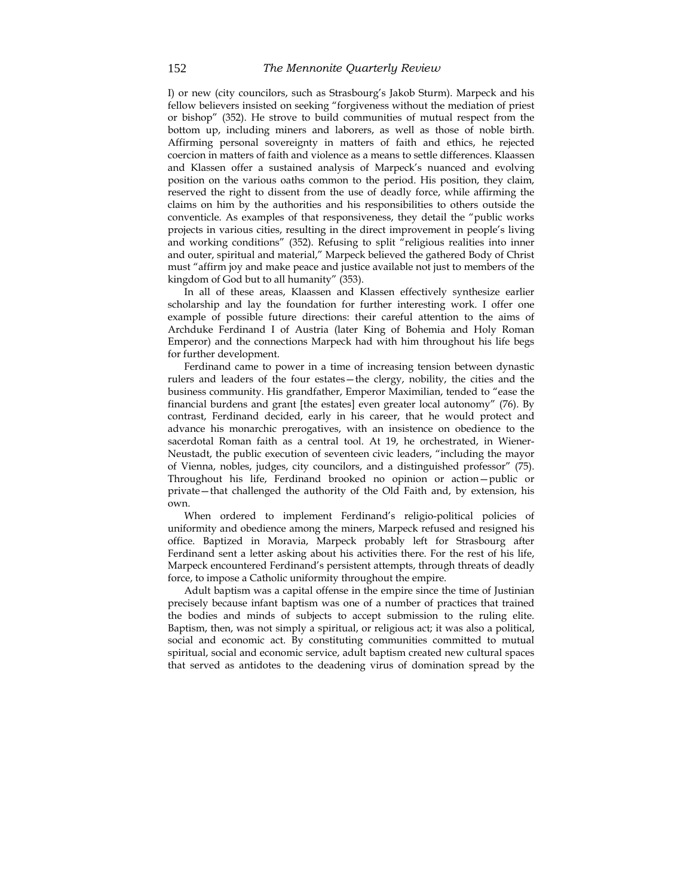I) or new (city councilors, such as Strasbourg's Jakob Sturm). Marpeck and his fellow believers insisted on seeking "forgiveness without the mediation of priest or bishop" (352). He strove to build communities of mutual respect from the bottom up, including miners and laborers, as well as those of noble birth. Affirming personal sovereignty in matters of faith and ethics, he rejected coercion in matters of faith and violence as a means to settle differences. Klaassen and Klassen offer a sustained analysis of Marpeck's nuanced and evolving position on the various oaths common to the period. His position, they claim, reserved the right to dissent from the use of deadly force, while affirming the claims on him by the authorities and his responsibilities to others outside the conventicle. As examples of that responsiveness, they detail the "public works projects in various cities, resulting in the direct improvement in people's living and working conditions" (352). Refusing to split "religious realities into inner and outer, spiritual and material," Marpeck believed the gathered Body of Christ must "affirm joy and make peace and justice available not just to members of the kingdom of God but to all humanity" (353).

In all of these areas, Klaassen and Klassen effectively synthesize earlier scholarship and lay the foundation for further interesting work. I offer one example of possible future directions: their careful attention to the aims of Archduke Ferdinand I of Austria (later King of Bohemia and Holy Roman Emperor) and the connections Marpeck had with him throughout his life begs for further development.

Ferdinand came to power in a time of increasing tension between dynastic rulers and leaders of the four estates—the clergy, nobility, the cities and the business community. His grandfather, Emperor Maximilian, tended to "ease the financial burdens and grant [the estates] even greater local autonomy" (76). By contrast, Ferdinand decided, early in his career, that he would protect and advance his monarchic prerogatives, with an insistence on obedience to the sacerdotal Roman faith as a central tool. At 19, he orchestrated, in Wiener-Neustadt, the public execution of seventeen civic leaders, "including the mayor of Vienna, nobles, judges, city councilors, and a distinguished professor" (75). Throughout his life, Ferdinand brooked no opinion or action—public or private—that challenged the authority of the Old Faith and, by extension, his own.

When ordered to implement Ferdinand's religio-political policies of uniformity and obedience among the miners, Marpeck refused and resigned his office. Baptized in Moravia, Marpeck probably left for Strasbourg after Ferdinand sent a letter asking about his activities there. For the rest of his life, Marpeck encountered Ferdinand's persistent attempts, through threats of deadly force, to impose a Catholic uniformity throughout the empire.

Adult baptism was a capital offense in the empire since the time of Justinian precisely because infant baptism was one of a number of practices that trained the bodies and minds of subjects to accept submission to the ruling elite. Baptism, then, was not simply a spiritual, or religious act; it was also a political, social and economic act. By constituting communities committed to mutual spiritual, social and economic service, adult baptism created new cultural spaces that served as antidotes to the deadening virus of domination spread by the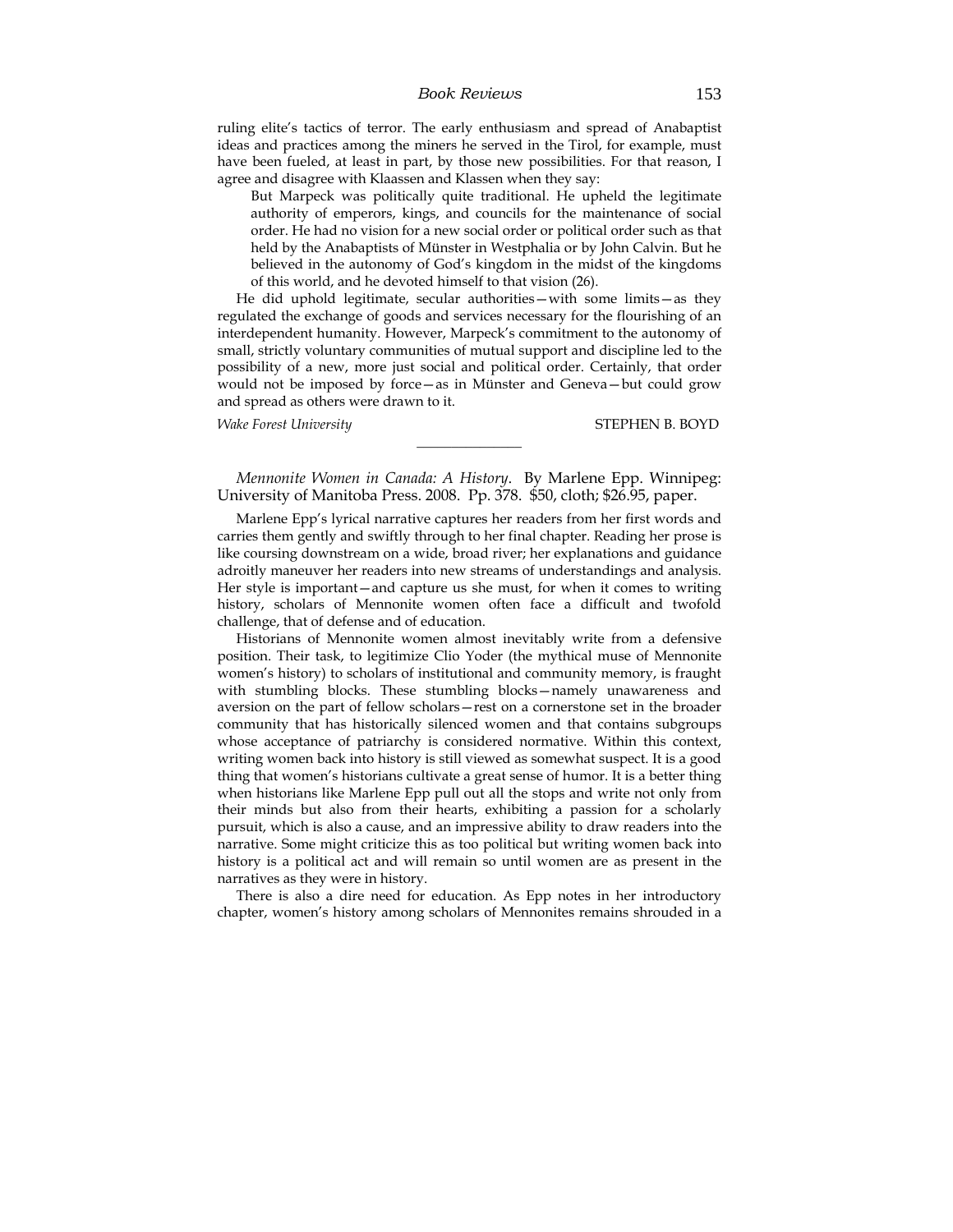ruling elite's tactics of terror. The early enthusiasm and spread of Anabaptist ideas and practices among the miners he served in the Tirol, for example, must have been fueled, at least in part, by those new possibilities. For that reason, I agree and disagree with Klaassen and Klassen when they say:

> But Marpeck was politically quite traditional. He upheld the legitimate authority of emperors, kings, and councils for the maintenance of social order. He had no vision for a new social order or political order such as that held by the Anabaptists of Münster in Westphalia or by John Calvin. But he believed in the autonomy of God's kingdom in the midst of the kingdoms of this world, and he devoted himself to that vision (26).

He did uphold legitimate, secular authorities—with some limits—as they regulated the exchange of goods and services necessary for the flourishing of an interdependent humanity. However, Marpeck's commitment to the autonomy of small, strictly voluntary communities of mutual support and discipline led to the possibility of a new, more just social and political order. Certainly, that order would not be imposed by force—as in Münster and Geneva—but could grow and spread as others were drawn to it.

*Wake Forest University* STEPHEN B. BOYD

---

*Mennonite Women in Canada: A History*. By Marlene Epp. Winnipeg: University of Manitoba Press. 2008. Pp. 378. $50, cloth; $26.95, paper.

Marlene Epp's lyrical narrative captures her readers from her first words and carries them gently and swiftly through to her final chapter. Reading her prose is like coursing downstream on a wide, broad river; her explanations and guidance adroitly maneuver her readers into new streams of understandings and analysis. Her style is important—and capture us she must, for when it comes to writing history, scholars of Mennonite women often face a difficult and twofold challenge, that of defense and of education.

Historians of Mennonite women almost inevitably write from a defensive position. Their task, to legitimize Clio Yoder (the mythical muse of Mennonite women's history) to scholars of institutional and community memory, is fraught with stumbling blocks. These stumbling blocks—namely unawareness and aversion on the part of fellow scholars—rest on a cornerstone set in the broader community that has historically silenced women and that contains subgroups whose acceptance of patriarchy is considered normative. Within this context, writing women back into history is still viewed as somewhat suspect. It is a good thing that women's historians cultivate a great sense of humor. It is a better thing when historians like Marlene Epp pull out all the stops and write not only from their minds but also from their hearts, exhibiting a passion for a scholarly pursuit, which is also a cause, and an impressive ability to draw readers into the narrative. Some might criticize this as too political but writing women back into history is a political act and will remain so until women are as present in the narratives as they were in history.

There is also a dire need for education. As Epp notes in her introductory chapter, women's history among scholars of Mennonites remains shrouded in a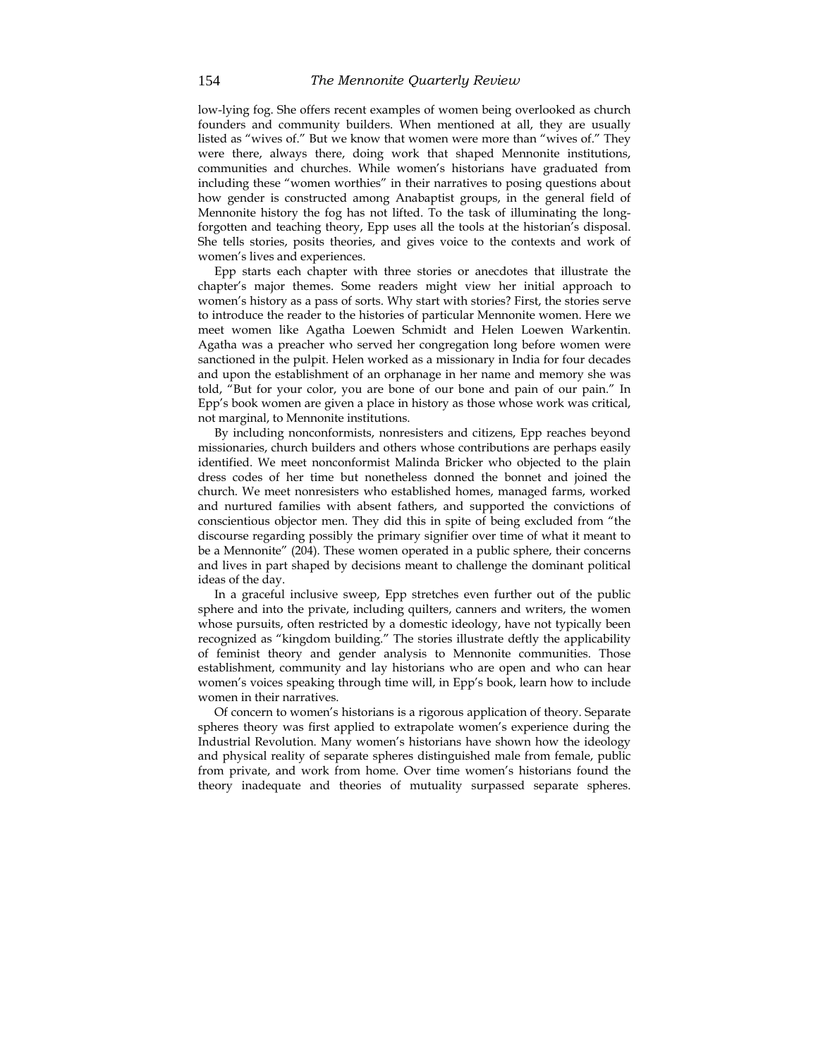low-lying fog. She offers recent examples of women being overlooked as church founders and community builders. When mentioned at all, they are usually listed as "wives of." But we know that women were more than "wives of." They were there, always there, doing work that shaped Mennonite institutions, communities and churches. While women's historians have graduated from including these "women worthies" in their narratives to posing questions about how gender is constructed among Anabaptist groups, in the general field of Mennonite history the fog has not lifted. To the task of illuminating the long-forgotten and teaching theory, Epp uses all the tools at the historian's disposal. She tells stories, posits theories, and gives voice to the contexts and work of women's lives and experiences.

Epp starts each chapter with three stories or anecdotes that illustrate the chapter's major themes. Some readers might view her initial approach to women's history as a pass of sorts. Why start with stories? First, the stories serve to introduce the reader to the histories of particular Mennonite women. Here we meet women like Agatha Loewen Schmidt and Helen Loewen Warkentin. Agatha was a preacher who served her congregation long before women were sanctioned in the pulpit. Helen worked as a missionary in India for four decades and upon the establishment of an orphanage in her name and memory she was told, "But for your color, you are bone of our bone and pain of our pain." In Epp's book women are given a place in history as those whose work was critical, not marginal, to Mennonite institutions.

By including nonconformists, nonresisters and citizens, Epp reaches beyond missionaries, church builders and others whose contributions are perhaps easily identified. We meet nonconformist Malinda Bricker who objected to the plain dress codes of her time but nonetheless donned the bonnet and joined the church. We meet nonresisters who established homes, managed farms, worked and nurtured families with absent fathers, and supported the convictions of conscientious objector men. They did this in spite of being excluded from "the discourse regarding possibly the primary signifier over time of what it meant to be a Mennonite" (204). These women operated in a public sphere, their concerns and lives in part shaped by decisions meant to challenge the dominant political ideas of the day.

In a graceful inclusive sweep, Epp stretches even further out of the public sphere and into the private, including quilters, canners and writers, the women whose pursuits, often restricted by a domestic ideology, have not typically been recognized as "kingdom building." The stories illustrate deftly the applicability of feminist theory and gender analysis to Mennonite communities. Those establishment, community and lay historians who are open and who can hear women's voices speaking through time will, in Epp's book, learn how to include women in their narratives.

Of concern to women's historians is a rigorous application of theory. Separate spheres theory was first applied to extrapolate women's experience during the Industrial Revolution. Many women's historians have shown how the ideology and physical reality of separate spheres distinguished male from female, public from private, and work from home. Over time women's historians found the theory inadequate and theories of mutuality surpassed separate spheres.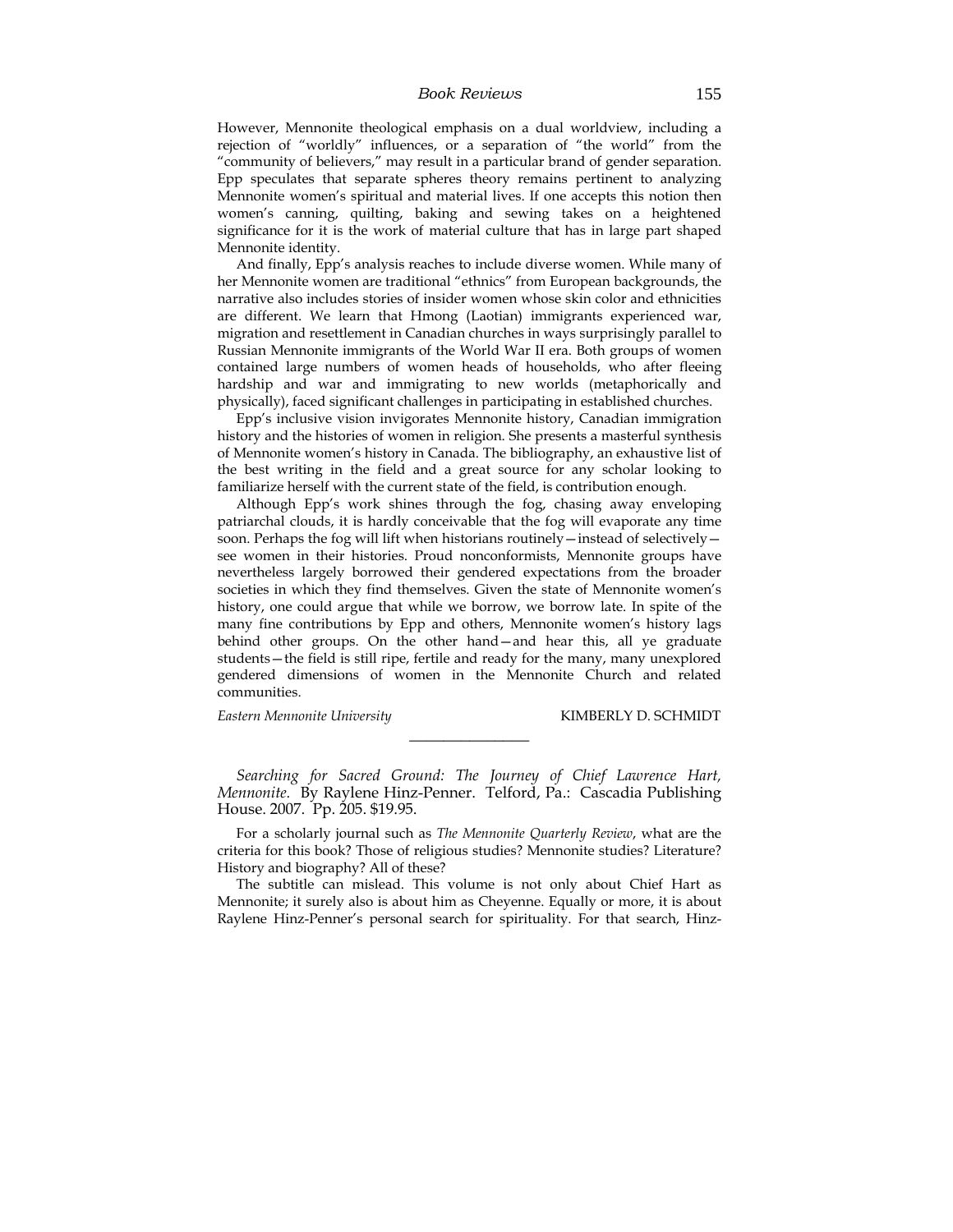However, Mennonite theological emphasis on a dual worldview, including a rejection of "worldly" influences, or a separation of "the world" from the "community of believers," may result in a particular brand of gender separation. Epp speculates that separate spheres theory remains pertinent to analyzing Mennonite women's spiritual and material lives. If one accepts this notion then women's canning, quilting, baking and sewing takes on a heightened significance for it is the work of material culture that has in large part shaped Mennonite identity.

And finally, Epp's analysis reaches to include diverse women. While many of her Mennonite women are traditional "ethnics" from European backgrounds, the narrative also includes stories of insider women whose skin color and ethnicities are different. We learn that Hmong (Laotian) immigrants experienced war, migration and resettlement in Canadian churches in ways surprisingly parallel to Russian Mennonite immigrants of the World War II era. Both groups of women contained large numbers of women heads of households, who after fleeing hardship and war and immigrating to new worlds (metaphorically and physically), faced significant challenges in participating in established churches.

Epp's inclusive vision invigorates Mennonite history, Canadian immigration history and the histories of women in religion. She presents a masterful synthesis of Mennonite women's history in Canada. The bibliography, an exhaustive list of the best writing in the field and a great source for any scholar looking to familiarize herself with the current state of the field, is contribution enough.

Although Epp's work shines through the fog, chasing away enveloping patriarchal clouds, it is hardly conceivable that the fog will evaporate any time soon. Perhaps the fog will lift when historians routinely—instead of selectively—see women in their histories. Proud nonconformists, Mennonite groups have nevertheless largely borrowed their gendered expectations from the broader societies in which they find themselves. Given the state of Mennonite women's history, one could argue that while we borrow, we borrow late. In spite of the many fine contributions by Epp and others, Mennonite women's history lags behind other groups. On the other hand—and hear this, all ye graduate students—the field is still ripe, fertile and ready for the many, many unexplored gendered dimensions of women in the Mennonite Church and related communities.

*Eastern Mennonite University* KIMBERLY D. SCHMIDT

---

*Searching for Sacred Ground: The Journey of Chief Lawrence Hart, Mennonite.* By Raylene Hinz-Penner. Telford, Pa.: Cascadia Publishing House. 2007. Pp. 205. $19.95.

For a scholarly journal such as *The Mennonite Quarterly Review*, what are the criteria for this book? Those of religious studies? Mennonite studies? Literature? History and biography? All of these?

The subtitle can mislead. This volume is not only about Chief Hart as Mennonite; it surely also is about him as Cheyenne. Equally or more, it is about Raylene Hinz-Penner's personal search for spirituality. For that search, Hinz-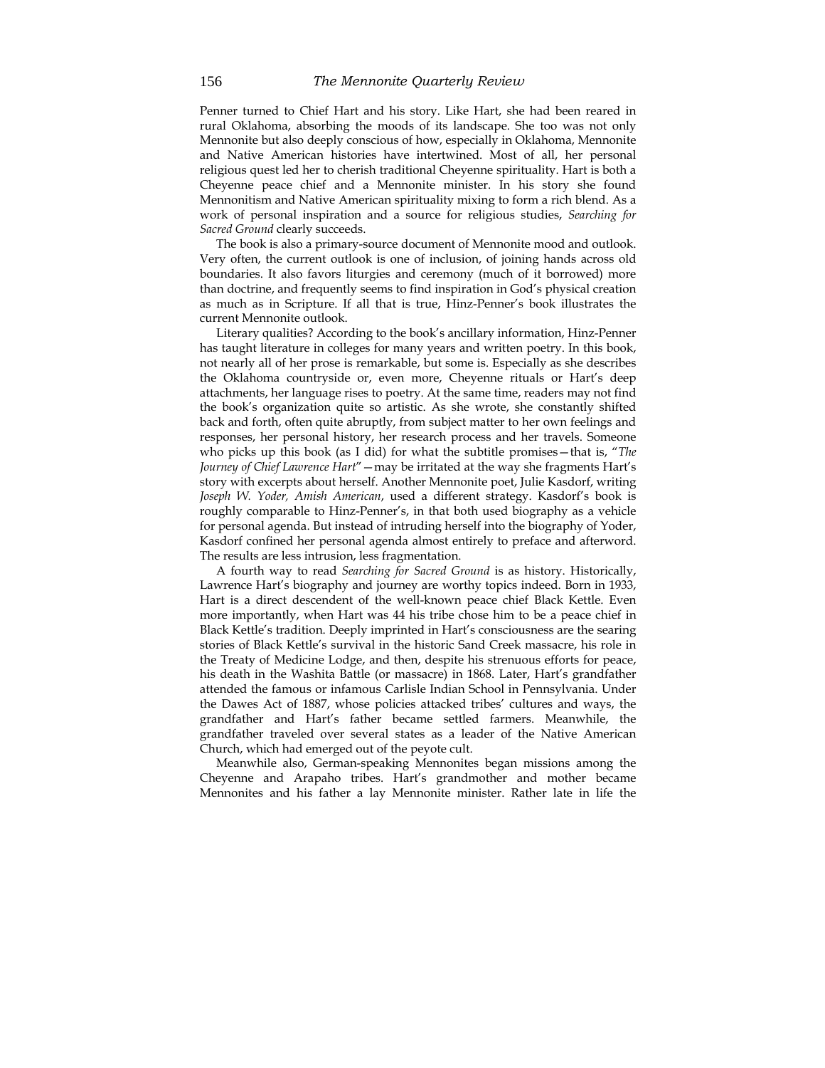Penner turned to Chief Hart and his story. Like Hart, she had been reared in rural Oklahoma, absorbing the moods of its landscape. She too was not only Mennonite but also deeply conscious of how, especially in Oklahoma, Mennonite and Native American histories have intertwined. Most of all, her personal religious quest led her to cherish traditional Cheyenne spirituality. Hart is both a Cheyenne peace chief and a Mennonite minister. In his story she found Mennonitism and Native American spirituality mixing to form a rich blend. As a work of personal inspiration and a source for religious studies, *Searching for Sacred Ground* clearly succeeds.

The book is also a primary-source document of Mennonite mood and outlook. Very often, the current outlook is one of inclusion, of joining hands across old boundaries. It also favors liturgies and ceremony (much of it borrowed) more than doctrine, and frequently seems to find inspiration in God's physical creation as much as in Scripture. If all that is true, Hinz-Penner's book illustrates the current Mennonite outlook.

Literary qualities? According to the book's ancillary information, Hinz-Penner has taught literature in colleges for many years and written poetry. In this book, not nearly all of her prose is remarkable, but some is. Especially as she describes the Oklahoma countryside or, even more, Cheyenne rituals or Hart's deep attachments, her language rises to poetry. At the same time, readers may not find the book's organization quite so artistic. As she wrote, she constantly shifted back and forth, often quite abruptly, from subject matter to her own feelings and responses, her personal history, her research process and her travels. Someone who picks up this book (as I did) for what the subtitle promises—that is, "*The Journey of Chief Lawrence Hart*"—may be irritated at the way she fragments Hart's story with excerpts about herself. Another Mennonite poet, Julie Kasdorf, writing *Joseph W. Yoder, Amish American*, used a different strategy. Kasdorf's book is roughly comparable to Hinz-Penner's, in that both used biography as a vehicle for personal agenda. But instead of intruding herself into the biography of Yoder, Kasdorf confined her personal agenda almost entirely to preface and afterword. The results are less intrusion, less fragmentation.

A fourth way to read *Searching for Sacred Ground* is as history. Historically, Lawrence Hart's biography and journey are worthy topics indeed. Born in 1933, Hart is a direct descendent of the well-known peace chief Black Kettle. Even more importantly, when Hart was 44 his tribe chose him to be a peace chief in Black Kettle's tradition. Deeply imprinted in Hart's consciousness are the searing stories of Black Kettle's survival in the historic Sand Creek massacre, his role in the Treaty of Medicine Lodge, and then, despite his strenuous efforts for peace, his death in the Washita Battle (or massacre) in 1868. Later, Hart's grandfather attended the famous or infamous Carlisle Indian School in Pennsylvania. Under the Dawes Act of 1887, whose policies attacked tribes' cultures and ways, the grandfather and Hart's father became settled farmers. Meanwhile, the grandfather traveled over several states as a leader of the Native American Church, which had emerged out of the peyote cult.

Meanwhile also, German-speaking Mennonites began missions among the Cheyenne and Arapaho tribes. Hart's grandmother and mother became Mennonites and his father a lay Mennonite minister. Rather late in life the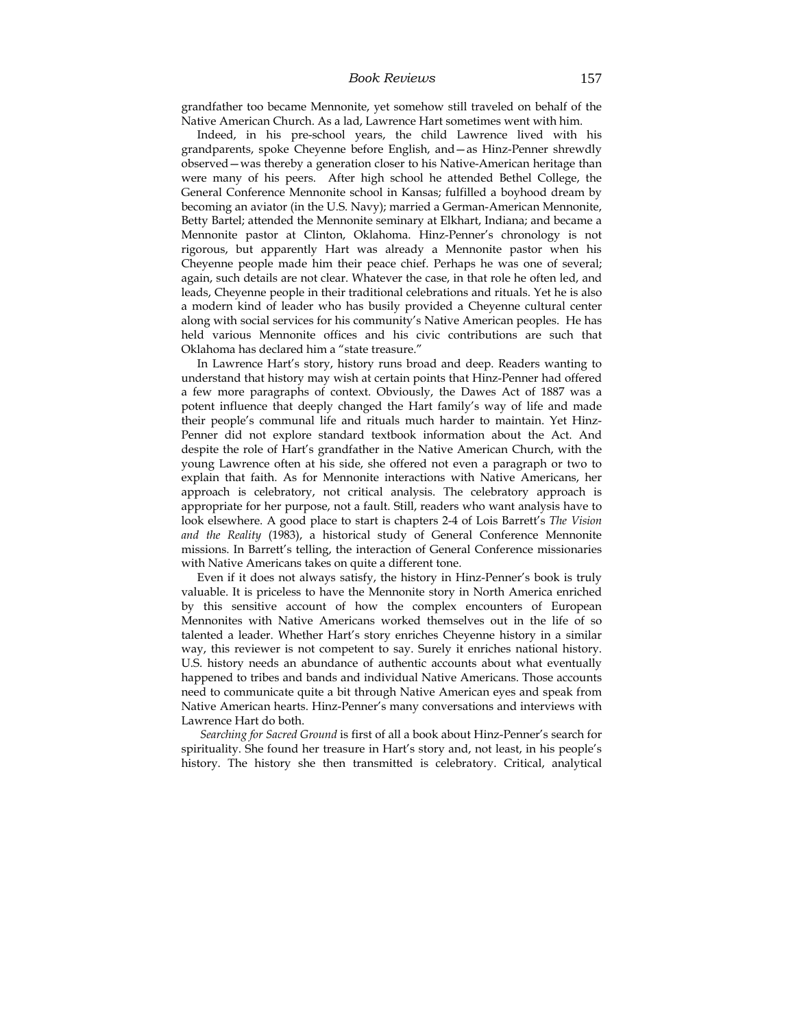grandfather too became Mennonite, yet somehow still traveled on behalf of the Native American Church. As a lad, Lawrence Hart sometimes went with him.

Indeed, in his pre-school years, the child Lawrence lived with his grandparents, spoke Cheyenne before English, and—as Hinz-Penner shrewdly observed—was thereby a generation closer to his Native-American heritage than were many of his peers. After high school he attended Bethel College, the General Conference Mennonite school in Kansas; fulfilled a boyhood dream by becoming an aviator (in the U.S. Navy); married a German-American Mennonite, Betty Bartel; attended the Mennonite seminary at Elkhart, Indiana; and became a Mennonite pastor at Clinton, Oklahoma. Hinz-Penner's chronology is not rigorous, but apparently Hart was already a Mennonite pastor when his Cheyenne people made him their peace chief. Perhaps he was one of several; again, such details are not clear. Whatever the case, in that role he often led, and leads, Cheyenne people in their traditional celebrations and rituals. Yet he is also a modern kind of leader who has busily provided a Cheyenne cultural center along with social services for his community's Native American peoples. He has held various Mennonite offices and his civic contributions are such that Oklahoma has declared him a "state treasure."

In Lawrence Hart's story, history runs broad and deep. Readers wanting to understand that history may wish at certain points that Hinz-Penner had offered a few more paragraphs of context. Obviously, the Dawes Act of 1887 was a potent influence that deeply changed the Hart family's way of life and made their people's communal life and rituals much harder to maintain. Yet Hinz-Penner did not explore standard textbook information about the Act. And despite the role of Hart's grandfather in the Native American Church, with the young Lawrence often at his side, she offered not even a paragraph or two to explain that faith. As for Mennonite interactions with Native Americans, her approach is celebratory, not critical analysis. The celebratory approach is appropriate for her purpose, not a fault. Still, readers who want analysis have to look elsewhere. A good place to start is chapters 2-4 of Lois Barrett's *The Vision and the Reality* (1983), a historical study of General Conference Mennonite missions. In Barrett's telling, the interaction of General Conference missionaries with Native Americans takes on quite a different tone.

Even if it does not always satisfy, the history in Hinz-Penner's book is truly valuable. It is priceless to have the Mennonite story in North America enriched by this sensitive account of how the complex encounters of European Mennonites with Native Americans worked themselves out in the life of so talented a leader. Whether Hart's story enriches Cheyenne history in a similar way, this reviewer is not competent to say. Surely it enriches national history. U.S. history needs an abundance of authentic accounts about what eventually happened to tribes and bands and individual Native Americans. Those accounts need to communicate quite a bit through Native American eyes and speak from Native American hearts. Hinz-Penner's many conversations and interviews with Lawrence Hart do both.

*Searching for Sacred Ground* is first of all a book about Hinz-Penner's search for spirituality. She found her treasure in Hart's story and, not least, in his people's history. The history she then transmitted is celebratory. Critical, analytical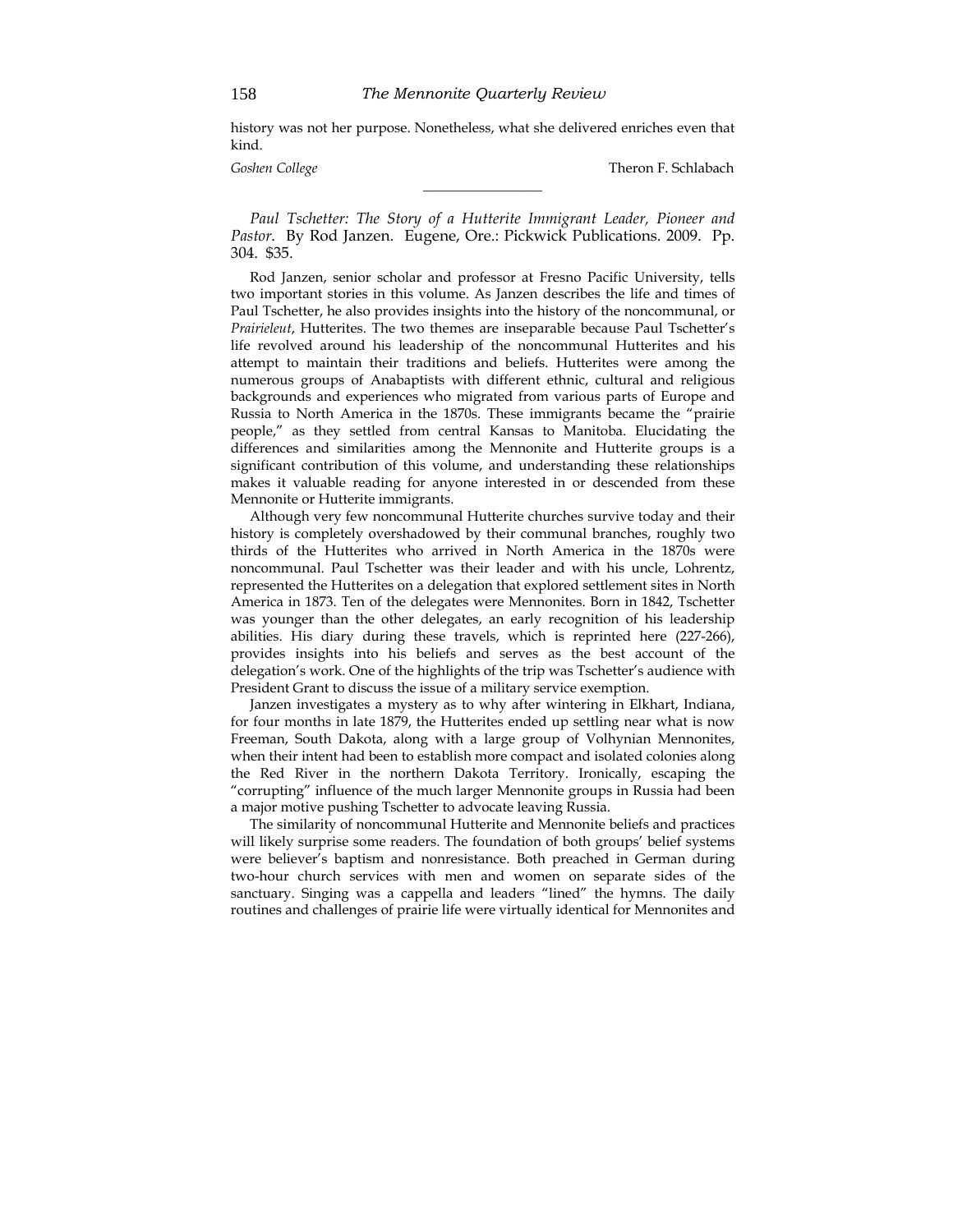history was not her purpose. Nonetheless, what she delivered enriches even that kind.

*Goshen College* Theron F. Schlabach

---

*Paul Tschetter: The Story of a Hutterite Immigrant Leader, Pioneer and Pastor*. By Rod Janzen. Eugene, Ore.: Pickwick Publications. 2009. Pp. 304. $35.

Rod Janzen, senior scholar and professor at Fresno Pacific University, tells two important stories in this volume. As Janzen describes the life and times of Paul Tschetter, he also provides insights into the history of the noncommunal, or *Prairieleut*, Hutterites. The two themes are inseparable because Paul Tschetter's life revolved around his leadership of the noncommunal Hutterites and his attempt to maintain their traditions and beliefs. Hutterites were among the numerous groups of Anabaptists with different ethnic, cultural and religious backgrounds and experiences who migrated from various parts of Europe and Russia to North America in the 1870s. These immigrants became the "prairie people," as they settled from central Kansas to Manitoba. Elucidating the differences and similarities among the Mennonite and Hutterite groups is a significant contribution of this volume, and understanding these relationships makes it valuable reading for anyone interested in or descended from these Mennonite or Hutterite immigrants.

Although very few noncommunal Hutterite churches survive today and their history is completely overshadowed by their communal branches, roughly two thirds of the Hutterites who arrived in North America in the 1870s were noncommunal. Paul Tschetter was their leader and with his uncle, Lohrentz, represented the Hutterites on a delegation that explored settlement sites in North America in 1873. Ten of the delegates were Mennonites. Born in 1842, Tschetter was younger than the other delegates, an early recognition of his leadership abilities. His diary during these travels, which is reprinted here (227-266), provides insights into his beliefs and serves as the best account of the delegation's work. One of the highlights of the trip was Tschetter's audience with President Grant to discuss the issue of a military service exemption.

Janzen investigates a mystery as to why after wintering in Elkhart, Indiana, for four months in late 1879, the Hutterites ended up settling near what is now Freeman, South Dakota, along with a large group of Volhynian Mennonites, when their intent had been to establish more compact and isolated colonies along the Red River in the northern Dakota Territory. Ironically, escaping the "corrupting" influence of the much larger Mennonite groups in Russia had been a major motive pushing Tschetter to advocate leaving Russia.

The similarity of noncommunal Hutterite and Mennonite beliefs and practices will likely surprise some readers. The foundation of both groups' belief systems were believer's baptism and nonresistance. Both preached in German during two-hour church services with men and women on separate sides of the sanctuary. Singing was a cappella and leaders "lined" the hymns. The daily routines and challenges of prairie life were virtually identical for Mennonites and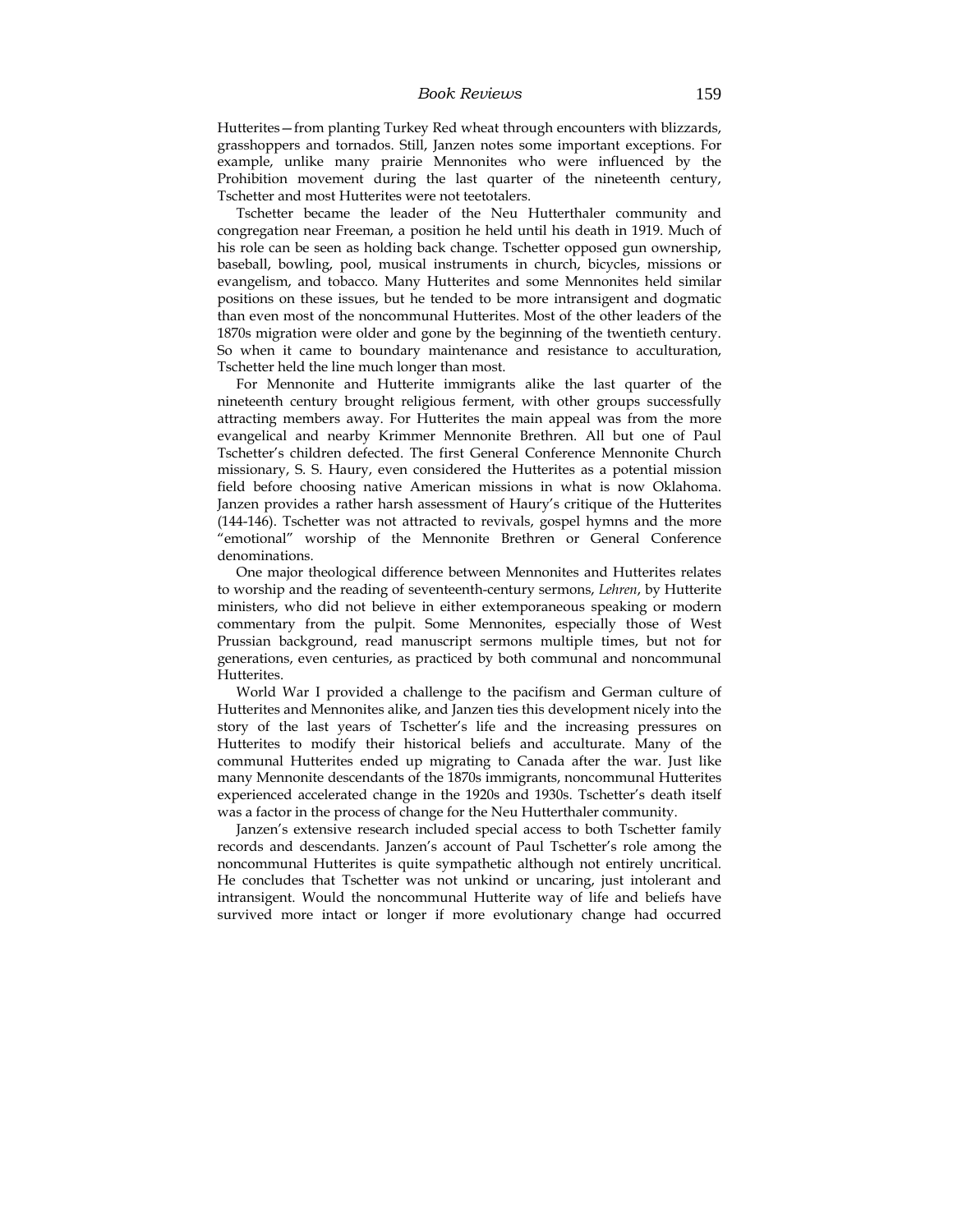Hutterites—from planting Turkey Red wheat through encounters with blizzards, grasshoppers and tornados. Still, Janzen notes some important exceptions. For example, unlike many prairie Mennonites who were influenced by the Prohibition movement during the last quarter of the nineteenth century, Tschetter and most Hutterites were not teetotalers.

Tschetter became the leader of the Neu Hutterthaler community and congregation near Freeman, a position he held until his death in 1919. Much of his role can be seen as holding back change. Tschetter opposed gun ownership, baseball, bowling, pool, musical instruments in church, bicycles, missions or evangelism, and tobacco. Many Hutterites and some Mennonites held similar positions on these issues, but he tended to be more intransigent and dogmatic than even most of the noncommunal Hutterites. Most of the other leaders of the 1870s migration were older and gone by the beginning of the twentieth century. So when it came to boundary maintenance and resistance to acculturation, Tschetter held the line much longer than most.

For Mennonite and Hutterite immigrants alike the last quarter of the nineteenth century brought religious ferment, with other groups successfully attracting members away. For Hutterites the main appeal was from the more evangelical and nearby Krimmer Mennonite Brethren. All but one of Paul Tschetter's children defected. The first General Conference Mennonite Church missionary, S. S. Haury, even considered the Hutterites as a potential mission field before choosing native American missions in what is now Oklahoma. Janzen provides a rather harsh assessment of Haury's critique of the Hutterites (144-146). Tschetter was not attracted to revivals, gospel hymns and the more "emotional" worship of the Mennonite Brethren or General Conference denominations.

One major theological difference between Mennonites and Hutterites relates to worship and the reading of seventeenth-century sermons, *Lehren*, by Hutterite ministers, who did not believe in either extemporaneous speaking or modern commentary from the pulpit. Some Mennonites, especially those of West Prussian background, read manuscript sermons multiple times, but not for generations, even centuries, as practiced by both communal and noncommunal Hutterites.

World War I provided a challenge to the pacifism and German culture of Hutterites and Mennonites alike, and Janzen ties this development nicely into the story of the last years of Tschetter's life and the increasing pressures on Hutterites to modify their historical beliefs and acculturate. Many of the communal Hutterites ended up migrating to Canada after the war. Just like many Mennonite descendants of the 1870s immigrants, noncommunal Hutterites experienced accelerated change in the 1920s and 1930s. Tschetter's death itself was a factor in the process of change for the Neu Hutterthaler community.

Janzen's extensive research included special access to both Tschetter family records and descendants. Janzen's account of Paul Tschetter's role among the noncommunal Hutterites is quite sympathetic although not entirely uncritical. He concludes that Tschetter was not unkind or uncaring, just intolerant and intransigent. Would the noncommunal Hutterite way of life and beliefs have survived more intact or longer if more evolutionary change had occurred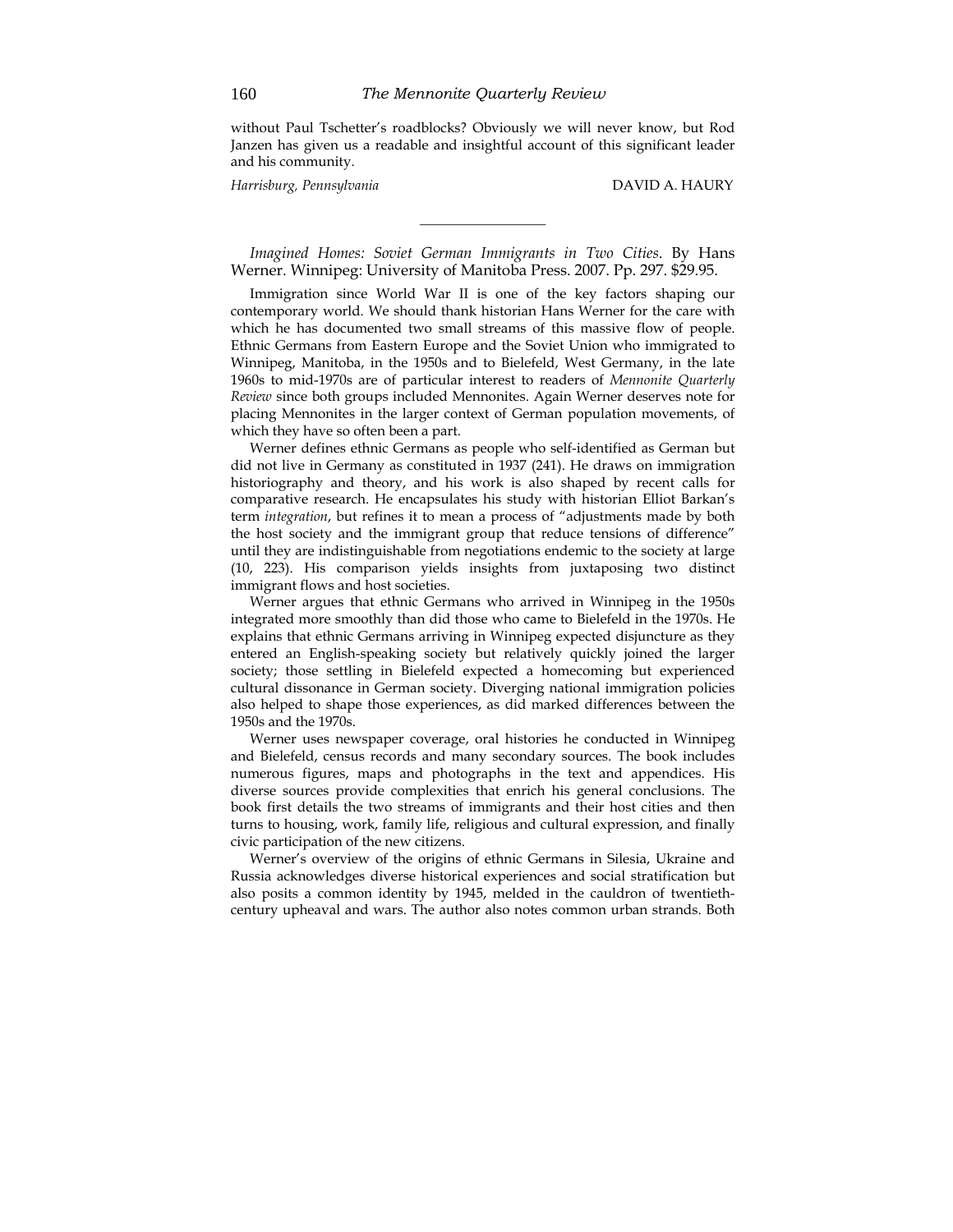without Paul Tschetter's roadblocks? Obviously we will never know, but Rod Janzen has given us a readable and insightful account of this significant leader and his community.

*Harrisburg, Pennsylvania* DAVID A. HAURY

---

*Imagined Homes: Soviet German Immigrants in Two Cities*. By Hans Werner. Winnipeg: University of Manitoba Press. 2007. Pp. 297. $29.95.

Immigration since World War II is one of the key factors shaping our contemporary world. We should thank historian Hans Werner for the care with which he has documented two small streams of this massive flow of people. Ethnic Germans from Eastern Europe and the Soviet Union who immigrated to Winnipeg, Manitoba, in the 1950s and to Bielefeld, West Germany, in the late 1960s to mid-1970s are of particular interest to readers of *Mennonite Quarterly Review* since both groups included Mennonites. Again Werner deserves note for placing Mennonites in the larger context of German population movements, of which they have so often been a part.

Werner defines ethnic Germans as people who self-identified as German but did not live in Germany as constituted in 1937 (241). He draws on immigration historiography and theory, and his work is also shaped by recent calls for comparative research. He encapsulates his study with historian Elliot Barkan's term *integration*, but refines it to mean a process of "adjustments made by both the host society and the immigrant group that reduce tensions of difference" until they are indistinguishable from negotiations endemic to the society at large (10, 223). His comparison yields insights from juxtaposing two distinct immigrant flows and host societies.

Werner argues that ethnic Germans who arrived in Winnipeg in the 1950s integrated more smoothly than did those who came to Bielefeld in the 1970s. He explains that ethnic Germans arriving in Winnipeg expected disjuncture as they entered an English-speaking society but relatively quickly joined the larger society; those settling in Bielefeld expected a homecoming but experienced cultural dissonance in German society. Diverging national immigration policies also helped to shape those experiences, as did marked differences between the 1950s and the 1970s.

Werner uses newspaper coverage, oral histories he conducted in Winnipeg and Bielefeld, census records and many secondary sources. The book includes numerous figures, maps and photographs in the text and appendices. His diverse sources provide complexities that enrich his general conclusions. The book first details the two streams of immigrants and their host cities and then turns to housing, work, family life, religious and cultural expression, and finally civic participation of the new citizens.

Werner's overview of the origins of ethnic Germans in Silesia, Ukraine and Russia acknowledges diverse historical experiences and social stratification but also posits a common identity by 1945, melded in the cauldron of twentieth-century upheaval and wars. The author also notes common urban strands. Both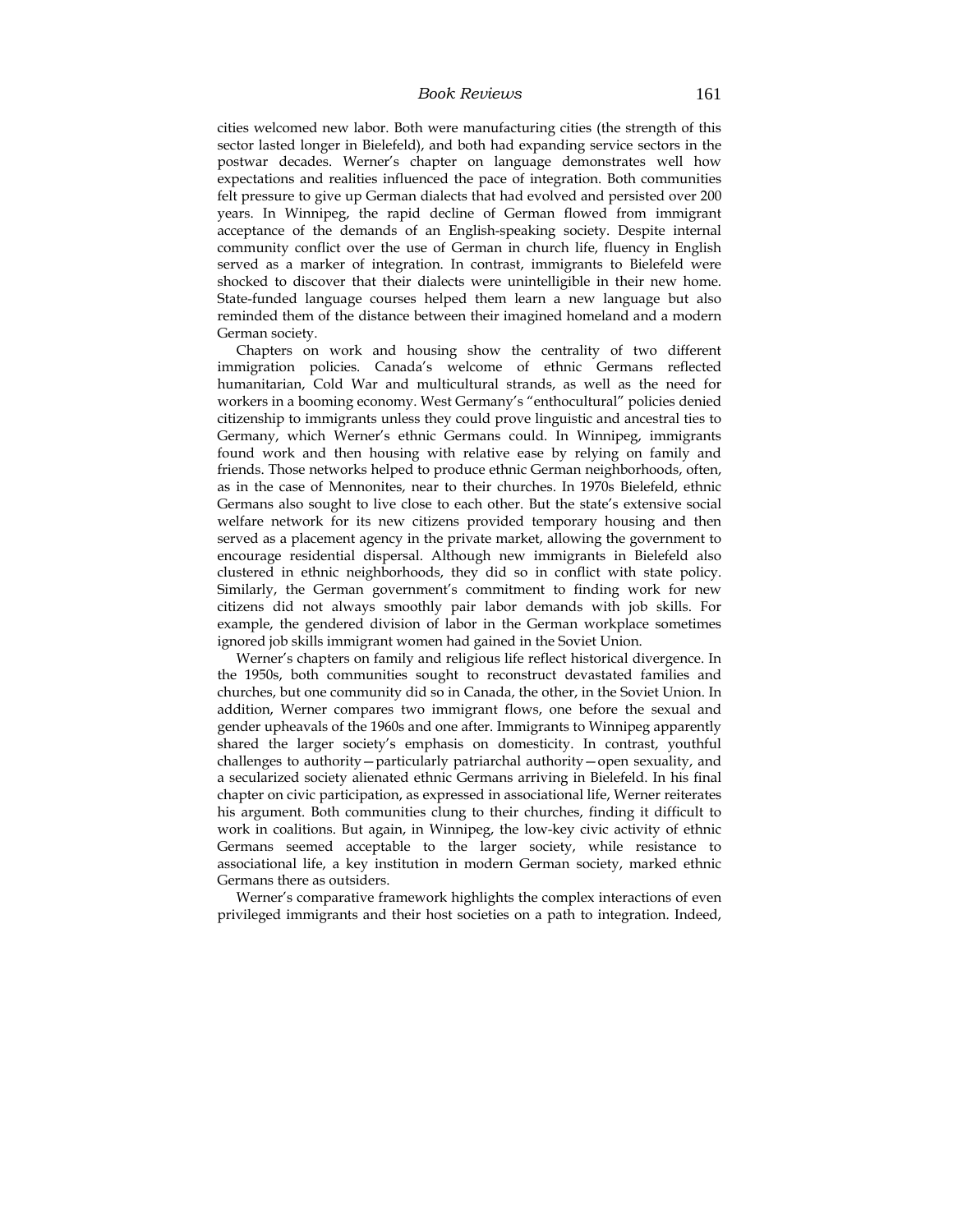cities welcomed new labor. Both were manufacturing cities (the strength of this sector lasted longer in Bielefeld), and both had expanding service sectors in the postwar decades. Werner's chapter on language demonstrates well how expectations and realities influenced the pace of integration. Both communities felt pressure to give up German dialects that had evolved and persisted over 200 years. In Winnipeg, the rapid decline of German flowed from immigrant acceptance of the demands of an English-speaking society. Despite internal community conflict over the use of German in church life, fluency in English served as a marker of integration. In contrast, immigrants to Bielefeld were shocked to discover that their dialects were unintelligible in their new home. State-funded language courses helped them learn a new language but also reminded them of the distance between their imagined homeland and a modern German society.

Chapters on work and housing show the centrality of two different immigration policies. Canada's welcome of ethnic Germans reflected humanitarian, Cold War and multicultural strands, as well as the need for workers in a booming economy. West Germany's "enthocultural" policies denied citizenship to immigrants unless they could prove linguistic and ancestral ties to Germany, which Werner's ethnic Germans could. In Winnipeg, immigrants found work and then housing with relative ease by relying on family and friends. Those networks helped to produce ethnic German neighborhoods, often, as in the case of Mennonites, near to their churches. In 1970s Bielefeld, ethnic Germans also sought to live close to each other. But the state's extensive social welfare network for its new citizens provided temporary housing and then served as a placement agency in the private market, allowing the government to encourage residential dispersal. Although new immigrants in Bielefeld also clustered in ethnic neighborhoods, they did so in conflict with state policy. Similarly, the German government's commitment to finding work for new citizens did not always smoothly pair labor demands with job skills. For example, the gendered division of labor in the German workplace sometimes ignored job skills immigrant women had gained in the Soviet Union.

Werner's chapters on family and religious life reflect historical divergence. In the 1950s, both communities sought to reconstruct devastated families and churches, but one community did so in Canada, the other, in the Soviet Union. In addition, Werner compares two immigrant flows, one before the sexual and gender upheavals of the 1960s and one after. Immigrants to Winnipeg apparently shared the larger society's emphasis on domesticity. In contrast, youthful challenges to authority—particularly patriarchal authority—open sexuality, and a secularized society alienated ethnic Germans arriving in Bielefeld. In his final chapter on civic participation, as expressed in associational life, Werner reiterates his argument. Both communities clung to their churches, finding it difficult to work in coalitions. But again, in Winnipeg, the low-key civic activity of ethnic Germans seemed acceptable to the larger society, while resistance to associational life, a key institution in modern German society, marked ethnic Germans there as outsiders.

Werner's comparative framework highlights the complex interactions of even privileged immigrants and their host societies on a path to integration. Indeed,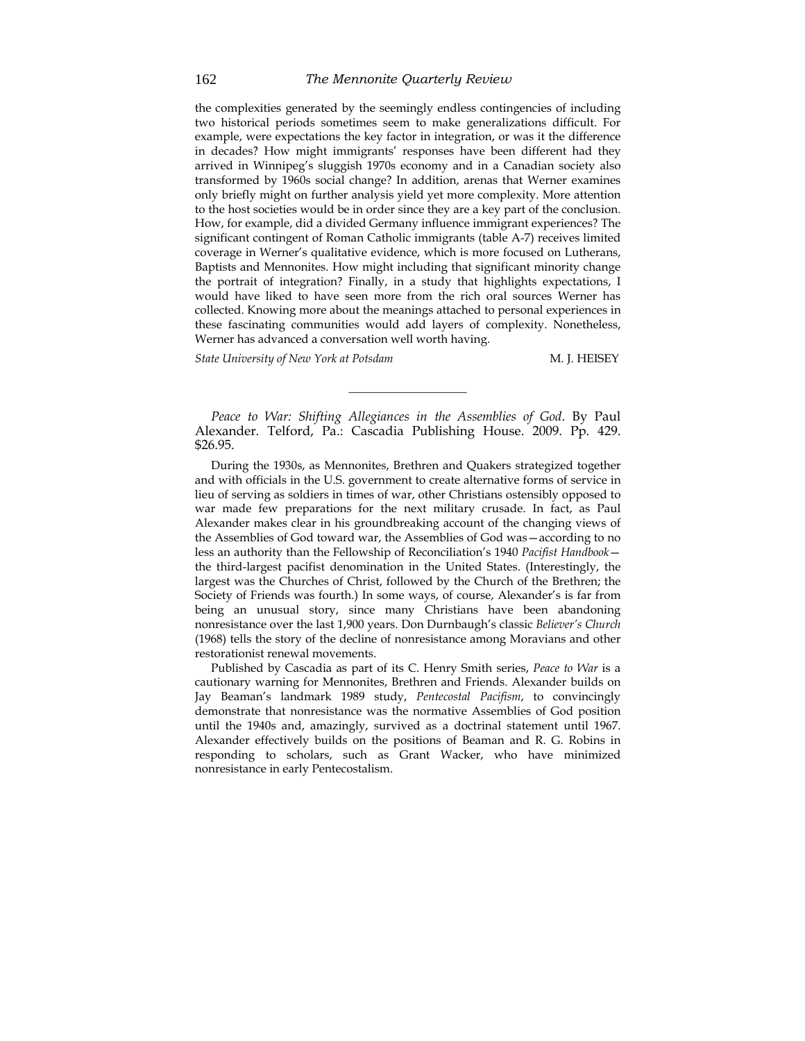the complexities generated by the seemingly endless contingencies of including two historical periods sometimes seem to make generalizations difficult. For example, were expectations the key factor in integration, or was it the difference in decades? How might immigrants' responses have been different had they arrived in Winnipeg's sluggish 1970s economy and in a Canadian society also transformed by 1960s social change? In addition, arenas that Werner examines only briefly might on further analysis yield yet more complexity. More attention to the host societies would be in order since they are a key part of the conclusion. How, for example, did a divided Germany influence immigrant experiences? The significant contingent of Roman Catholic immigrants (table A-7) receives limited coverage in Werner's qualitative evidence, which is more focused on Lutherans, Baptists and Mennonites. How might including that significant minority change the portrait of integration? Finally, in a study that highlights expectations, I would have liked to have seen more from the rich oral sources Werner has collected. Knowing more about the meanings attached to personal experiences in these fascinating communities would add layers of complexity. Nonetheless, Werner has advanced a conversation well worth having.

*State University of New York at Potsdam* M. J. HEISEY

---

*Peace to War: Shifting Allegiances in the Assemblies of God*. By Paul Alexander. Telford, Pa.: Cascadia Publishing House. 2009. Pp. 429. $26.95.

During the 1930s, as Mennonites, Brethren and Quakers strategized together and with officials in the U.S. government to create alternative forms of service in lieu of serving as soldiers in times of war, other Christians ostensibly opposed to war made few preparations for the next military crusade. In fact, as Paul Alexander makes clear in his groundbreaking account of the changing views of the Assemblies of God toward war, the Assemblies of God was—according to no less an authority than the Fellowship of Reconciliation's 1940 *Pacifist Handbook*—the third-largest pacifist denomination in the United States. (Interestingly, the largest was the Churches of Christ, followed by the Church of the Brethren; the Society of Friends was fourth.) In some ways, of course, Alexander's is far from being an unusual story, since many Christians have been abandoning nonresistance over the last 1,900 years. Don Durnbaugh's classic *Believer's Church* (1968) tells the story of the decline of nonresistance among Moravians and other restorationist renewal movements.

Published by Cascadia as part of its C. Henry Smith series, *Peace to War* is a cautionary warning for Mennonites, Brethren and Friends. Alexander builds on Jay Beaman's landmark 1989 study, *Pentecostal Pacifism*, to convincingly demonstrate that nonresistance was the normative Assemblies of God position until the 1940s and, amazingly, survived as a doctrinal statement until 1967. Alexander effectively builds on the positions of Beaman and R. G. Robins in responding to scholars, such as Grant Wacker, who have minimized nonresistance in early Pentecostalism.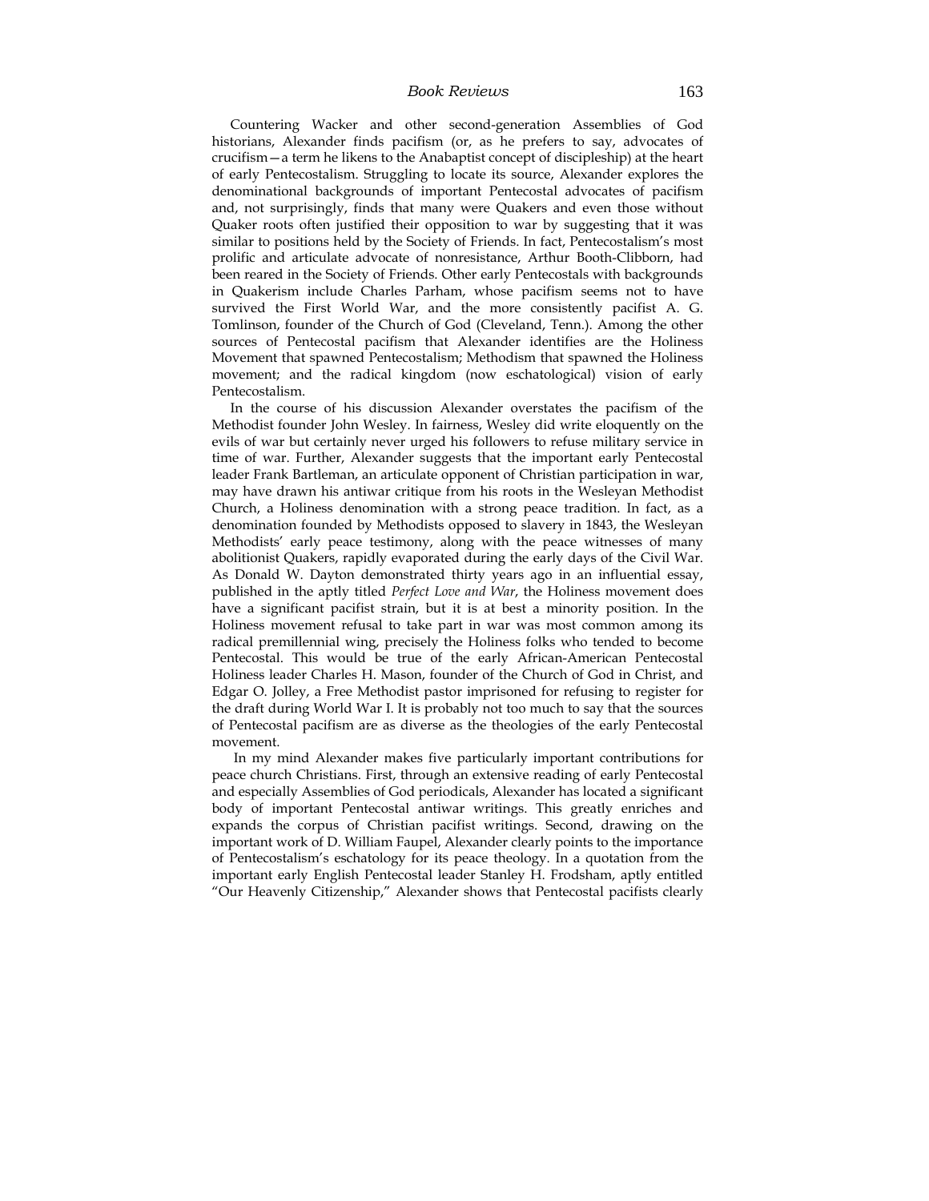Countering Wacker and other second-generation Assemblies of God historians, Alexander finds pacifism (or, as he prefers to say, advocates of crucifism—a term he likens to the Anabaptist concept of discipleship) at the heart of early Pentecostalism. Struggling to locate its source, Alexander explores the denominational backgrounds of important Pentecostal advocates of pacifism and, not surprisingly, finds that many were Quakers and even those without Quaker roots often justified their opposition to war by suggesting that it was similar to positions held by the Society of Friends. In fact, Pentecostalism's most prolific and articulate advocate of nonresistance, Arthur Booth-Clibborn, had been reared in the Society of Friends. Other early Pentecostals with backgrounds in Quakerism include Charles Parham, whose pacifism seems not to have survived the First World War, and the more consistently pacifist A. G. Tomlinson, founder of the Church of God (Cleveland, Tenn.). Among the other sources of Pentecostal pacifism that Alexander identifies are the Holiness Movement that spawned Pentecostalism; Methodism that spawned the Holiness movement; and the radical kingdom (now eschatological) vision of early Pentecostalism.

In the course of his discussion Alexander overstates the pacifism of the Methodist founder John Wesley. In fairness, Wesley did write eloquently on the evils of war but certainly never urged his followers to refuse military service in time of war. Further, Alexander suggests that the important early Pentecostal leader Frank Bartleman, an articulate opponent of Christian participation in war, may have drawn his antiwar critique from his roots in the Wesleyan Methodist Church, a Holiness denomination with a strong peace tradition. In fact, as a denomination founded by Methodists opposed to slavery in 1843, the Wesleyan Methodists' early peace testimony, along with the peace witnesses of many abolitionist Quakers, rapidly evaporated during the early days of the Civil War. As Donald W. Dayton demonstrated thirty years ago in an influential essay, published in the aptly titled *Perfect Love and War*, the Holiness movement does have a significant pacifist strain, but it is at best a minority position. In the Holiness movement refusal to take part in war was most common among its radical premillennial wing, precisely the Holiness folks who tended to become Pentecostal. This would be true of the early African-American Pentecostal Holiness leader Charles H. Mason, founder of the Church of God in Christ, and Edgar O. Jolley, a Free Methodist pastor imprisoned for refusing to register for the draft during World War I. It is probably not too much to say that the sources of Pentecostal pacifism are as diverse as the theologies of the early Pentecostal movement.

In my mind Alexander makes five particularly important contributions for peace church Christians. First, through an extensive reading of early Pentecostal and especially Assemblies of God periodicals, Alexander has located a significant body of important Pentecostal antiwar writings. This greatly enriches and expands the corpus of Christian pacifist writings. Second, drawing on the important work of D. William Faupel, Alexander clearly points to the importance of Pentecostalism's eschatology for its peace theology. In a quotation from the important early English Pentecostal leader Stanley H. Frodsham, aptly entitled "Our Heavenly Citizenship," Alexander shows that Pentecostal pacifists clearly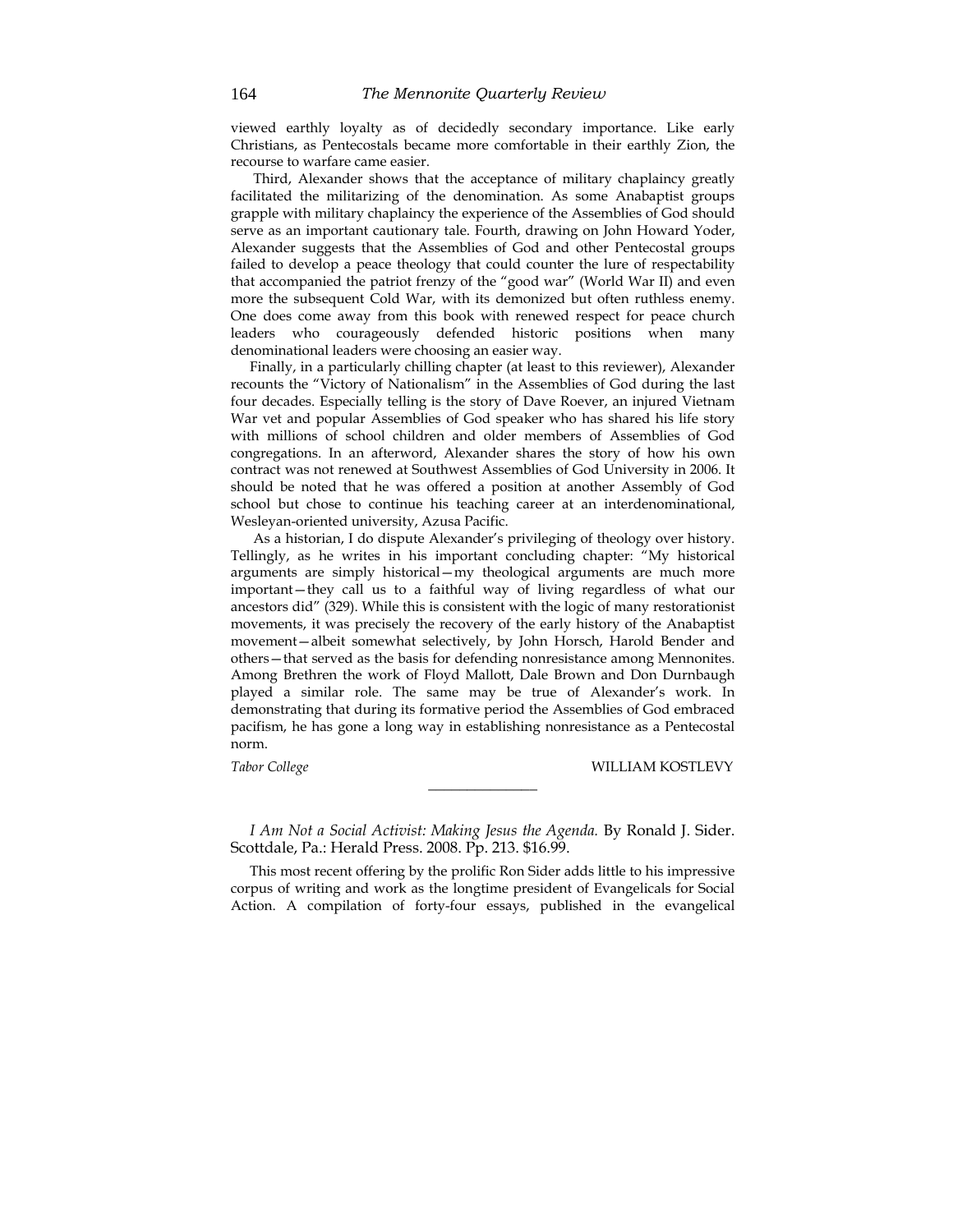viewed earthly loyalty as of decidedly secondary importance. Like early Christians, as Pentecostals became more comfortable in their earthly Zion, the recourse to warfare came easier.

Third, Alexander shows that the acceptance of military chaplaincy greatly facilitated the militarizing of the denomination. As some Anabaptist groups grapple with military chaplaincy the experience of the Assemblies of God should serve as an important cautionary tale. Fourth, drawing on John Howard Yoder, Alexander suggests that the Assemblies of God and other Pentecostal groups failed to develop a peace theology that could counter the lure of respectability that accompanied the patriot frenzy of the "good war" (World War II) and even more the subsequent Cold War, with its demonized but often ruthless enemy. One does come away from this book with renewed respect for peace church leaders who courageously defended historic positions when many denominational leaders were choosing an easier way.

Finally, in a particularly chilling chapter (at least to this reviewer), Alexander recounts the "Victory of Nationalism" in the Assemblies of God during the last four decades. Especially telling is the story of Dave Roever, an injured Vietnam War vet and popular Assemblies of God speaker who has shared his life story with millions of school children and older members of Assemblies of God congregations. In an afterword, Alexander shares the story of how his own contract was not renewed at Southwest Assemblies of God University in 2006. It should be noted that he was offered a position at another Assembly of God school but chose to continue his teaching career at an interdenominational, Wesleyan-oriented university, Azusa Pacific.

As a historian, I do dispute Alexander's privileging of theology over history. Tellingly, as he writes in his important concluding chapter: "My historical arguments are simply historical—my theological arguments are much more important—they call us to a faithful way of living regardless of what our ancestors did" (329). While this is consistent with the logic of many restorationist movements, it was precisely the recovery of the early history of the Anabaptist movement—albeit somewhat selectively, by John Horsch, Harold Bender and others—that served as the basis for defending nonresistance among Mennonites. Among Brethren the work of Floyd Mallott, Dale Brown and Don Durnbaugh played a similar role. The same may be true of Alexander's work. In demonstrating that during its formative period the Assemblies of God embraced pacifism, he has gone a long way in establishing nonresistance as a Pentecostal norm.

*Tabor College* WILLIAM KOSTLEVY

---

*I Am Not a Social Activist: Making Jesus the Agenda.* By Ronald J. Sider. Scottdale, Pa.: Herald Press. 2008. Pp. 213. $16.99.

This most recent offering by the prolific Ron Sider adds little to his impressive corpus of writing and work as the longtime president of Evangelicals for Social Action. A compilation of forty-four essays, published in the evangelical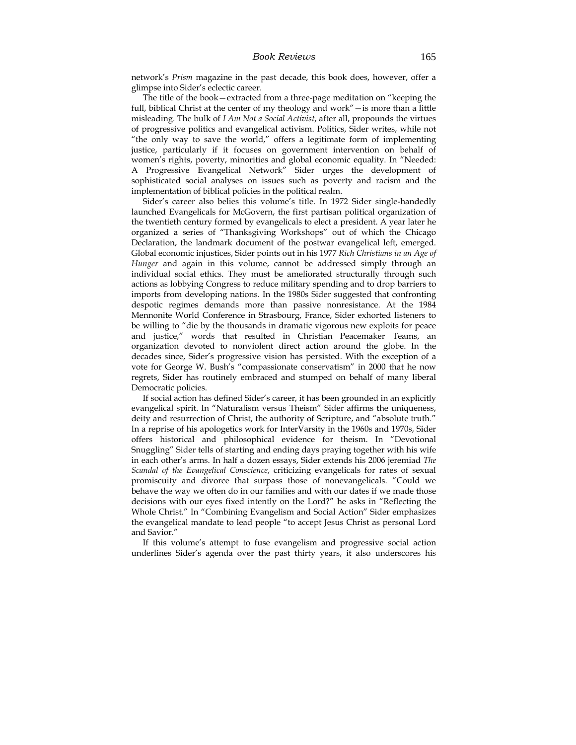network's *Prism* magazine in the past decade, this book does, however, offer a glimpse into Sider's eclectic career.

The title of the book—extracted from a three-page meditation on "keeping the full, biblical Christ at the center of my theology and work"—is more than a little misleading. The bulk of *I Am Not a Social Activist*, after all, propounds the virtues of progressive politics and evangelical activism. Politics, Sider writes, while not "the only way to save the world," offers a legitimate form of implementing justice, particularly if it focuses on government intervention on behalf of women's rights, poverty, minorities and global economic equality. In "Needed: A Progressive Evangelical Network" Sider urges the development of sophisticated social analyses on issues such as poverty and racism and the implementation of biblical policies in the political realm.

Sider's career also belies this volume's title. In 1972 Sider single-handedly launched Evangelicals for McGovern, the first partisan political organization of the twentieth century formed by evangelicals to elect a president. A year later he organized a series of "Thanksgiving Workshops" out of which the Chicago Declaration, the landmark document of the postwar evangelical left, emerged. Global economic injustices, Sider points out in his 1977 *Rich Christians in an Age of Hunger* and again in this volume, cannot be addressed simply through an individual social ethics. They must be ameliorated structurally through such actions as lobbying Congress to reduce military spending and to drop barriers to imports from developing nations. In the 1980s Sider suggested that confronting despotic regimes demands more than passive nonresistance. At the 1984 Mennonite World Conference in Strasbourg, France, Sider exhorted listeners to be willing to "die by the thousands in dramatic vigorous new exploits for peace and justice," words that resulted in Christian Peacemaker Teams, an organization devoted to nonviolent direct action around the globe. In the decades since, Sider's progressive vision has persisted. With the exception of a vote for George W. Bush's "compassionate conservatism" in 2000 that he now regrets, Sider has routinely embraced and stumped on behalf of many liberal Democratic policies.

If social action has defined Sider's career, it has been grounded in an explicitly evangelical spirit. In "Naturalism versus Theism" Sider affirms the uniqueness, deity and resurrection of Christ, the authority of Scripture, and "absolute truth." In a reprise of his apologetics work for InterVarsity in the 1960s and 1970s, Sider offers historical and philosophical evidence for theism. In "Devotional Snuggling" Sider tells of starting and ending days praying together with his wife in each other's arms. In half a dozen essays, Sider extends his 2006 jeremiad *The Scandal of the Evangelical Conscience*, criticizing evangelicals for rates of sexual promiscuity and divorce that surpass those of nonevangelicals. "Could we behave the way we often do in our families and with our dates if we made those decisions with our eyes fixed intently on the Lord?" he asks in "Reflecting the Whole Christ." In "Combining Evangelism and Social Action" Sider emphasizes the evangelical mandate to lead people "to accept Jesus Christ as personal Lord and Savior."

If this volume's attempt to fuse evangelism and progressive social action underlines Sider's agenda over the past thirty years, it also underscores his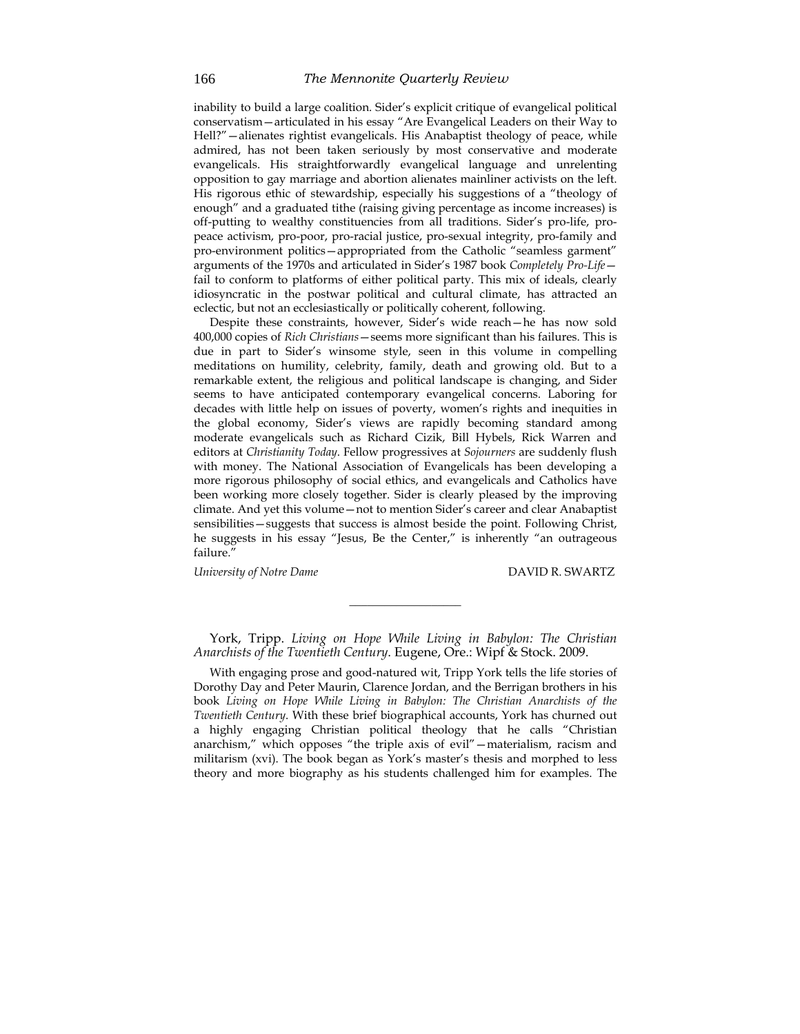inability to build a large coalition. Sider's explicit critique of evangelical political conservatism—articulated in his essay "Are Evangelical Leaders on their Way to Hell?"—alienates rightist evangelicals. His Anabaptist theology of peace, while admired, has not been taken seriously by most conservative and moderate evangelicals. His straightforwardly evangelical language and unrelenting opposition to gay marriage and abortion alienates mainliner activists on the left. His rigorous ethic of stewardship, especially his suggestions of a "theology of enough" and a graduated tithe (raising giving percentage as income increases) is off-putting to wealthy constituencies from all traditions. Sider's pro-life, pro-peace activism, pro-poor, pro-racial justice, pro-sexual integrity, pro-family and pro-environment politics—appropriated from the Catholic "seamless garment" arguments of the 1970s and articulated in Sider's 1987 book *Completely Pro-Life*—fail to conform to platforms of either political party. This mix of ideals, clearly idiosyncratic in the postwar political and cultural climate, has attracted an eclectic, but not an ecclesiastically or politically coherent, following.

Despite these constraints, however, Sider's wide reach—he has now sold 400,000 copies of *Rich Christians*—seems more significant than his failures. This is due in part to Sider's winsome style, seen in this volume in compelling meditations on humility, celebrity, family, death and growing old. But to a remarkable extent, the religious and political landscape is changing, and Sider seems to have anticipated contemporary evangelical concerns. Laboring for decades with little help on issues of poverty, women's rights and inequities in the global economy, Sider's views are rapidly becoming standard among moderate evangelicals such as Richard Cizik, Bill Hybels, Rick Warren and editors at *Christianity Today*. Fellow progressives at *Sojourners* are suddenly flush with money. The National Association of Evangelicals has been developing a more rigorous philosophy of social ethics, and evangelicals and Catholics have been working more closely together. Sider is clearly pleased by the improving climate. And yet this volume—not to mention Sider's career and clear Anabaptist sensibilities—suggests that success is almost beside the point. Following Christ, he suggests in his essay "Jesus, Be the Center," is inherently "an outrageous failure."

*University of Notre Dame* DAVID R. SWARTZ

---

York, Tripp. *Living on Hope While Living in Babylon: The Christian Anarchists of the Twentieth Century*. Eugene, Ore.: Wipf & Stock. 2009.

With engaging prose and good-natured wit, Tripp York tells the life stories of Dorothy Day and Peter Maurin, Clarence Jordan, and the Berrigan brothers in his book *Living on Hope While Living in Babylon: The Christian Anarchists of the Twentieth Century*. With these brief biographical accounts, York has churned out a highly engaging Christian political theology that he calls "Christian anarchism," which opposes "the triple axis of evil"—materialism, racism and militarism (xvi). The book began as York's master's thesis and morphed to less theory and more biography as his students challenged him for examples. The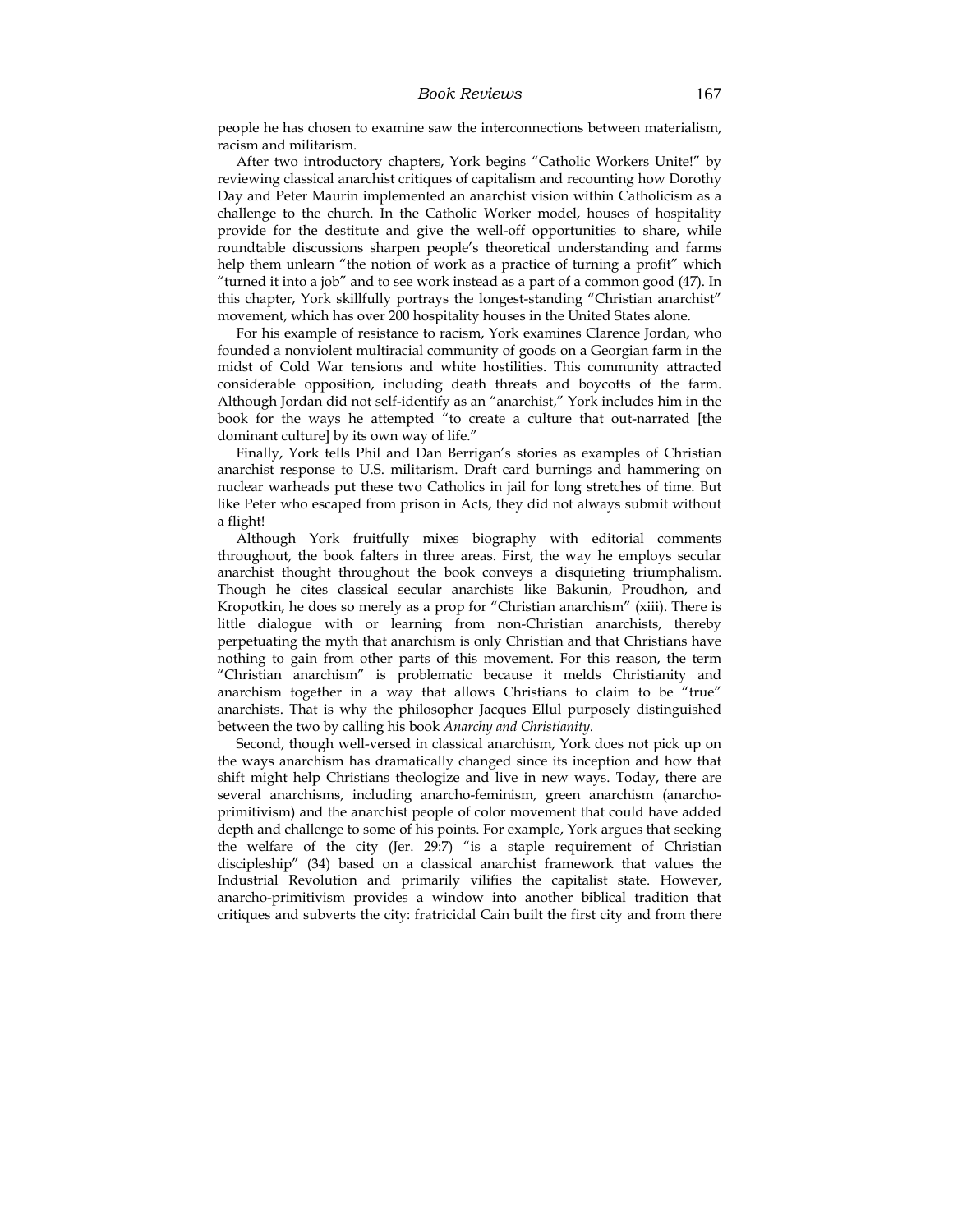people he has chosen to examine saw the interconnections between materialism, racism and militarism.

After two introductory chapters, York begins "Catholic Workers Unite!" by reviewing classical anarchist critiques of capitalism and recounting how Dorothy Day and Peter Maurin implemented an anarchist vision within Catholicism as a challenge to the church. In the Catholic Worker model, houses of hospitality provide for the destitute and give the well-off opportunities to share, while roundtable discussions sharpen people's theoretical understanding and farms help them unlearn "the notion of work as a practice of turning a profit" which "turned it into a job" and to see work instead as a part of a common good (47). In this chapter, York skillfully portrays the longest-standing "Christian anarchist" movement, which has over 200 hospitality houses in the United States alone.

For his example of resistance to racism, York examines Clarence Jordan, who founded a nonviolent multiracial community of goods on a Georgian farm in the midst of Cold War tensions and white hostilities. This community attracted considerable opposition, including death threats and boycotts of the farm. Although Jordan did not self-identify as an "anarchist," York includes him in the book for the ways he attempted "to create a culture that out-narrated [the dominant culture] by its own way of life."

Finally, York tells Phil and Dan Berrigan's stories as examples of Christian anarchist response to U.S. militarism. Draft card burnings and hammering on nuclear warheads put these two Catholics in jail for long stretches of time. But like Peter who escaped from prison in Acts, they did not always submit without a flight!

Although York fruitfully mixes biography with editorial comments throughout, the book falters in three areas. First, the way he employs secular anarchist thought throughout the book conveys a disquieting triumphalism. Though he cites classical secular anarchists like Bakunin, Proudhon, and Kropotkin, he does so merely as a prop for "Christian anarchism" (xiii). There is little dialogue with or learning from non-Christian anarchists, thereby perpetuating the myth that anarchism is only Christian and that Christians have nothing to gain from other parts of this movement. For this reason, the term "Christian anarchism" is problematic because it melds Christianity and anarchism together in a way that allows Christians to claim to be "true" anarchists. That is why the philosopher Jacques Ellul purposely distinguished between the two by calling his book *Anarchy and Christianity*.

Second, though well-versed in classical anarchism, York does not pick up on the ways anarchism has dramatically changed since its inception and how that shift might help Christians theologize and live in new ways. Today, there are several anarchisms, including anarcho-feminism, green anarchism (anarcho-primitivism) and the anarchist people of color movement that could have added depth and challenge to some of his points. For example, York argues that seeking the welfare of the city (Jer. 29:7) "is a staple requirement of Christian discipleship" (34) based on a classical anarchist framework that values the Industrial Revolution and primarily vilifies the capitalist state. However, anarcho-primitivism provides a window into another biblical tradition that critiques and subverts the city: fratricidal Cain built the first city and from there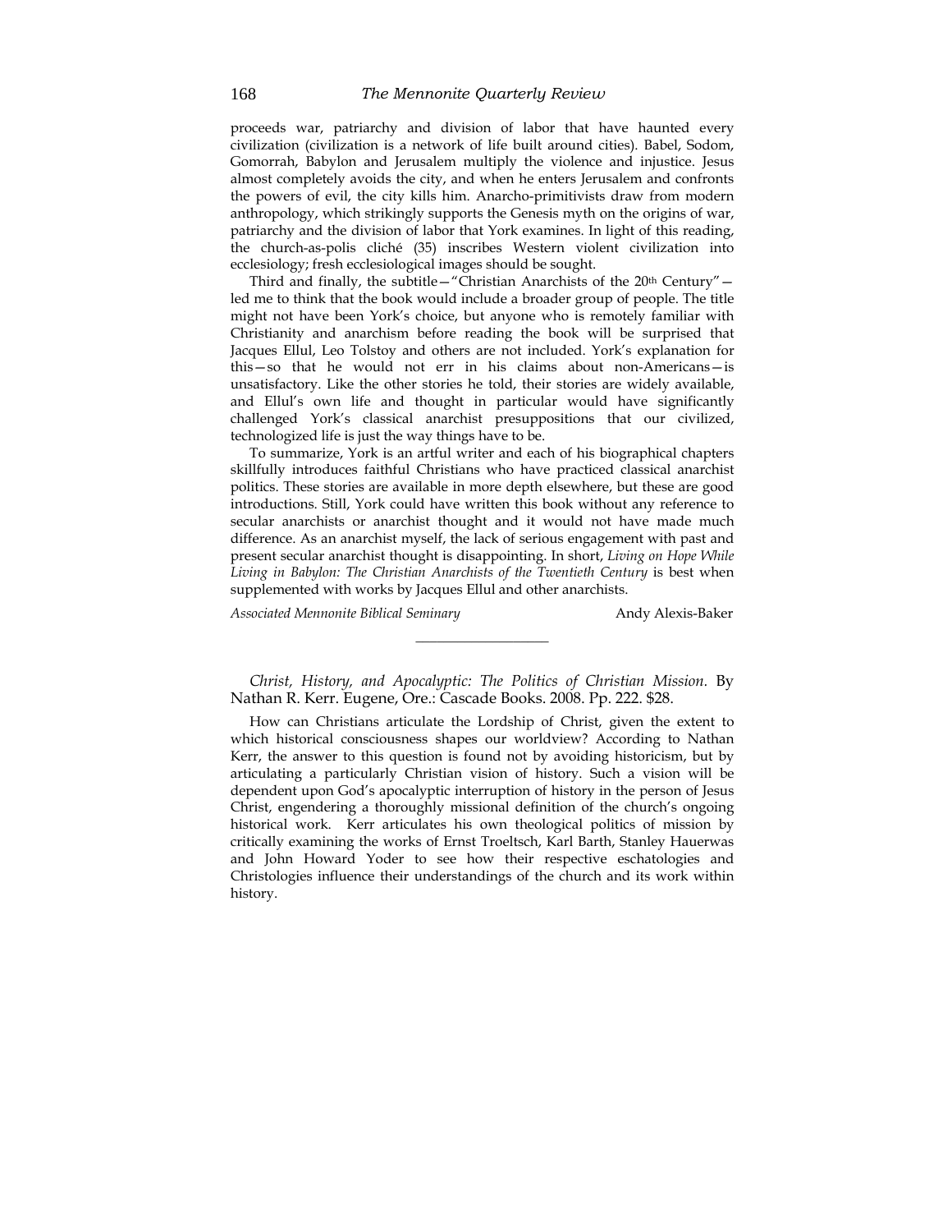proceeds war, patriarchy and division of labor that have haunted every civilization (civilization is a network of life built around cities). Babel, Sodom, Gomorrah, Babylon and Jerusalem multiply the violence and injustice. Jesus almost completely avoids the city, and when he enters Jerusalem and confronts the powers of evil, the city kills him. Anarcho-primitivists draw from modern anthropology, which strikingly supports the Genesis myth on the origins of war, patriarchy and the division of labor that York examines. In light of this reading, the church-as-polis cliché (35) inscribes Western violent civilization into ecclesiology; fresh ecclesiological images should be sought.

Third and finally, the subtitle—"Christian Anarchists of the 20th Century"—led me to think that the book would include a broader group of people. The title might not have been York's choice, but anyone who is remotely familiar with Christianity and anarchism before reading the book will be surprised that Jacques Ellul, Leo Tolstoy and others are not included. York's explanation for this—so that he would not err in his claims about non-Americans—is unsatisfactory. Like the other stories he told, their stories are widely available, and Ellul's own life and thought in particular would have significantly challenged York's classical anarchist presuppositions that our civilized, technologized life is just the way things have to be.

To summarize, York is an artful writer and each of his biographical chapters skillfully introduces faithful Christians who have practiced classical anarchist politics. These stories are available in more depth elsewhere, but these are good introductions. Still, York could have written this book without any reference to secular anarchists or anarchist thought and it would not have made much difference. As an anarchist myself, the lack of serious engagement with past and present secular anarchist thought is disappointing. In short, *Living on Hope While Living in Babylon: The Christian Anarchists of the Twentieth Century* is best when supplemented with works by Jacques Ellul and other anarchists.

*Associated Mennonite Biblical Seminary* — Andy Alexis-Baker

---

*Christ, History, and Apocalyptic: The Politics of Christian Mission.* By Nathan R. Kerr. Eugene, Ore.: Cascade Books. 2008. Pp. 222. $28.

How can Christians articulate the Lordship of Christ, given the extent to which historical consciousness shapes our worldview? According to Nathan Kerr, the answer to this question is found not by avoiding historicism, but by articulating a particularly Christian vision of history. Such a vision will be dependent upon God's apocalyptic interruption of history in the person of Jesus Christ, engendering a thoroughly missional definition of the church's ongoing historical work. Kerr articulates his own theological politics of mission by critically examining the works of Ernst Troeltsch, Karl Barth, Stanley Hauerwas and John Howard Yoder to see how their respective eschatologies and Christologies influence their understandings of the church and its work within history.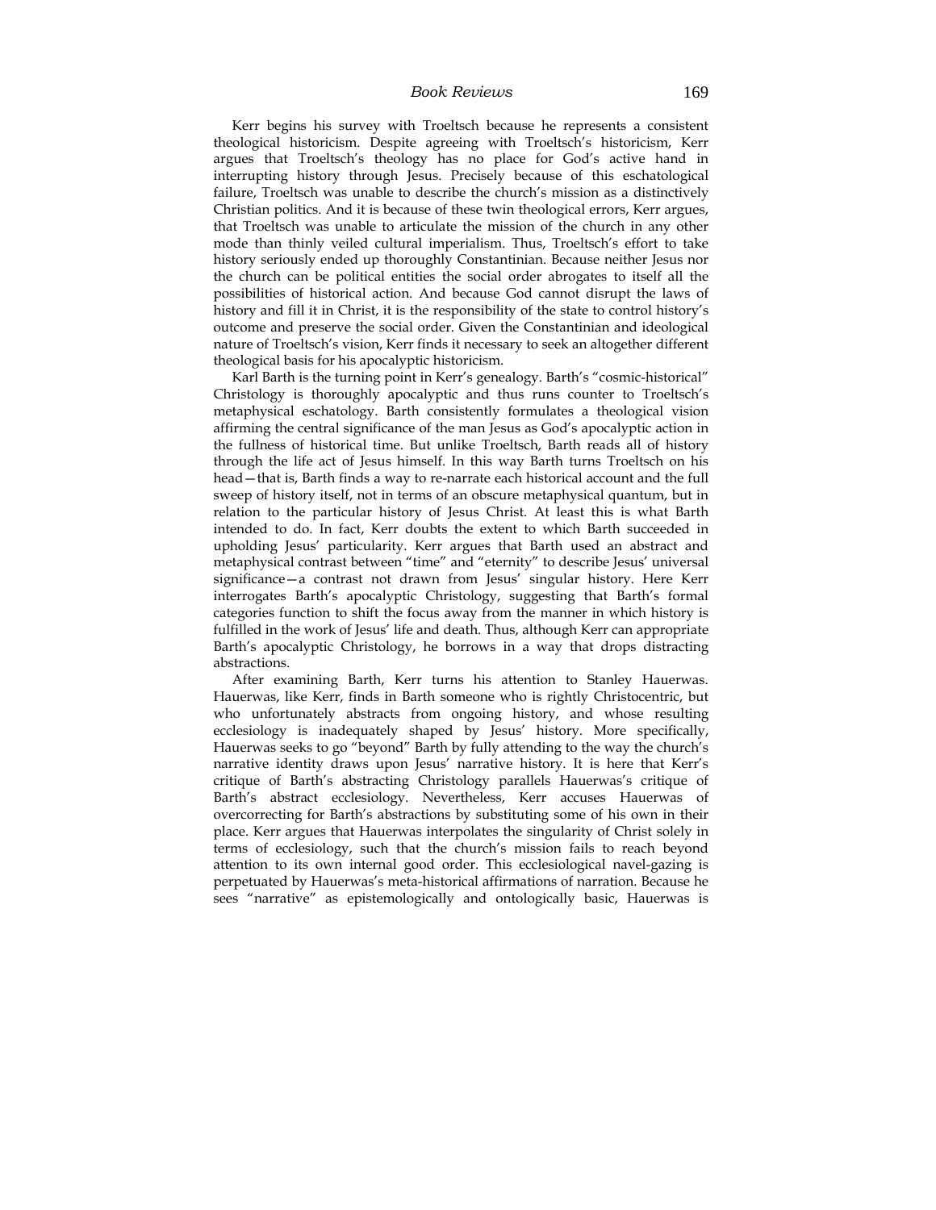Kerr begins his survey with Troeltsch because he represents a consistent theological historicism. Despite agreeing with Troeltsch's historicism, Kerr argues that Troeltsch's theology has no place for God's active hand in interrupting history through Jesus. Precisely because of this eschatological failure, Troeltsch was unable to describe the church's mission as a distinctively Christian politics. And it is because of these twin theological errors, Kerr argues, that Troeltsch was unable to articulate the mission of the church in any other mode than thinly veiled cultural imperialism. Thus, Troeltsch's effort to take history seriously ended up thoroughly Constantinian. Because neither Jesus nor the church can be political entities the social order abrogates to itself all the possibilities of historical action. And because God cannot disrupt the laws of history and fill it in Christ, it is the responsibility of the state to control history's outcome and preserve the social order. Given the Constantinian and ideological nature of Troeltsch's vision, Kerr finds it necessary to seek an altogether different theological basis for his apocalyptic historicism.

Karl Barth is the turning point in Kerr's genealogy. Barth's "cosmic-historical" Christology is thoroughly apocalyptic and thus runs counter to Troeltsch's metaphysical eschatology. Barth consistently formulates a theological vision affirming the central significance of the man Jesus as God's apocalyptic action in the fullness of historical time. But unlike Troeltsch, Barth reads all of history through the life act of Jesus himself. In this way Barth turns Troeltsch on his head—that is, Barth finds a way to re-narrate each historical account and the full sweep of history itself, not in terms of an obscure metaphysical quantum, but in relation to the particular history of Jesus Christ. At least this is what Barth intended to do. In fact, Kerr doubts the extent to which Barth succeeded in upholding Jesus' particularity. Kerr argues that Barth used an abstract and metaphysical contrast between "time" and "eternity" to describe Jesus' universal significance—a contrast not drawn from Jesus' singular history. Here Kerr interrogates Barth's apocalyptic Christology, suggesting that Barth's formal categories function to shift the focus away from the manner in which history is fulfilled in the work of Jesus' life and death. Thus, although Kerr can appropriate Barth's apocalyptic Christology, he borrows in a way that drops distracting abstractions.

After examining Barth, Kerr turns his attention to Stanley Hauerwas. Hauerwas, like Kerr, finds in Barth someone who is rightly Christocentric, but who unfortunately abstracts from ongoing history, and whose resulting ecclesiology is inadequately shaped by Jesus' history. More specifically, Hauerwas seeks to go "beyond" Barth by fully attending to the way the church's narrative identity draws upon Jesus' narrative history. It is here that Kerr's critique of Barth's abstracting Christology parallels Hauerwas's critique of Barth's abstract ecclesiology. Nevertheless, Kerr accuses Hauerwas of overcorrecting for Barth's abstractions by substituting some of his own in their place. Kerr argues that Hauerwas interpolates the singularity of Christ solely in terms of ecclesiology, such that the church's mission fails to reach beyond attention to its own internal good order. This ecclesiological navel-gazing is perpetuated by Hauerwas's meta-historical affirmations of narration. Because he sees "narrative" as epistemologically and ontologically basic, Hauerwas is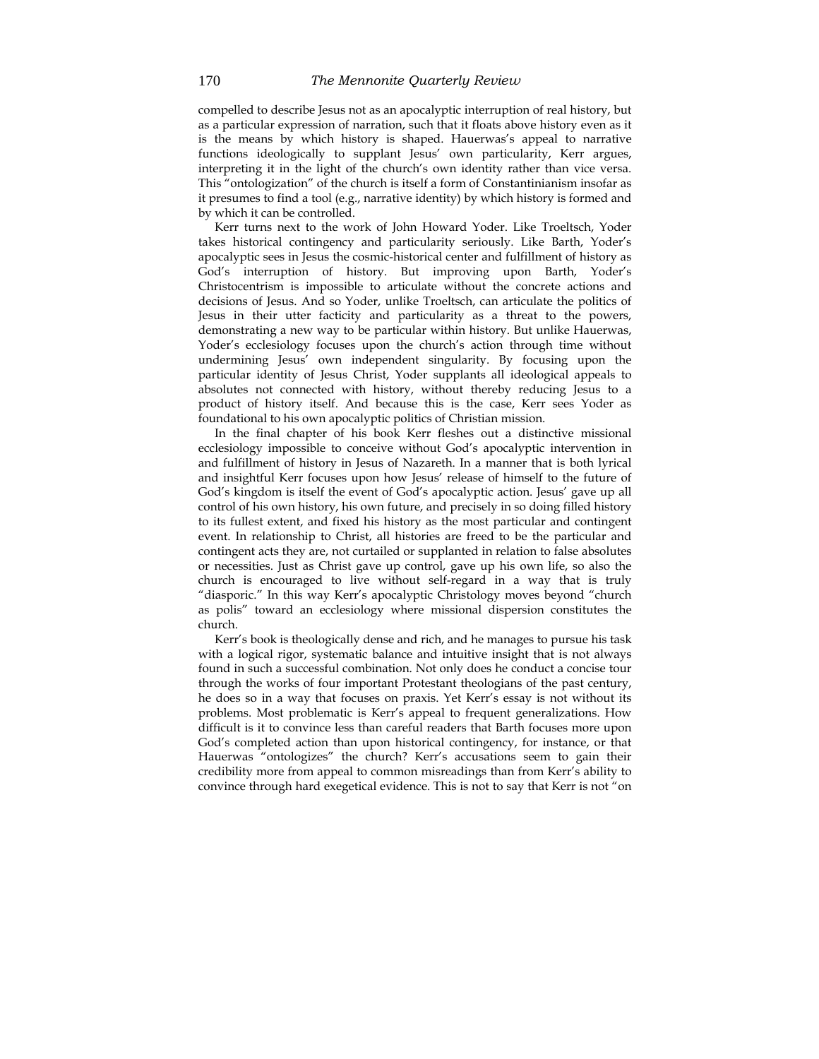compelled to describe Jesus not as an apocalyptic interruption of real history, but as a particular expression of narration, such that it floats above history even as it is the means by which history is shaped. Hauerwas's appeal to narrative functions ideologically to supplant Jesus' own particularity, Kerr argues, interpreting it in the light of the church's own identity rather than vice versa. This "ontologization" of the church is itself a form of Constantinianism insofar as it presumes to find a tool (e.g., narrative identity) by which history is formed and by which it can be controlled.

Kerr turns next to the work of John Howard Yoder. Like Troeltsch, Yoder takes historical contingency and particularity seriously. Like Barth, Yoder's apocalyptic sees in Jesus the cosmic-historical center and fulfillment of history as God's interruption of history. But improving upon Barth, Yoder's Christocentrism is impossible to articulate without the concrete actions and decisions of Jesus. And so Yoder, unlike Troeltsch, can articulate the politics of Jesus in their utter facticity and particularity as a threat to the powers, demonstrating a new way to be particular within history. But unlike Hauerwas, Yoder's ecclesiology focuses upon the church's action through time without undermining Jesus' own independent singularity. By focusing upon the particular identity of Jesus Christ, Yoder supplants all ideological appeals to absolutes not connected with history, without thereby reducing Jesus to a product of history itself. And because this is the case, Kerr sees Yoder as foundational to his own apocalyptic politics of Christian mission.

In the final chapter of his book Kerr fleshes out a distinctive missional ecclesiology impossible to conceive without God's apocalyptic intervention in and fulfillment of history in Jesus of Nazareth. In a manner that is both lyrical and insightful Kerr focuses upon how Jesus' release of himself to the future of God's kingdom is itself the event of God's apocalyptic action. Jesus' gave up all control of his own history, his own future, and precisely in so doing filled history to its fullest extent, and fixed his history as the most particular and contingent event. In relationship to Christ, all histories are freed to be the particular and contingent acts they are, not curtailed or supplanted in relation to false absolutes or necessities. Just as Christ gave up control, gave up his own life, so also the church is encouraged to live without self-regard in a way that is truly "diasporic." In this way Kerr's apocalyptic Christology moves beyond "church as polis" toward an ecclesiology where missional dispersion constitutes the church.

Kerr's book is theologically dense and rich, and he manages to pursue his task with a logical rigor, systematic balance and intuitive insight that is not always found in such a successful combination. Not only does he conduct a concise tour through the works of four important Protestant theologians of the past century, he does so in a way that focuses on praxis. Yet Kerr's essay is not without its problems. Most problematic is Kerr's appeal to frequent generalizations. How difficult is it to convince less than careful readers that Barth focuses more upon God's completed action than upon historical contingency, for instance, or that Hauerwas "ontologizes" the church? Kerr's accusations seem to gain their credibility more from appeal to common misreadings than from Kerr's ability to convince through hard exegetical evidence. This is not to say that Kerr is not "on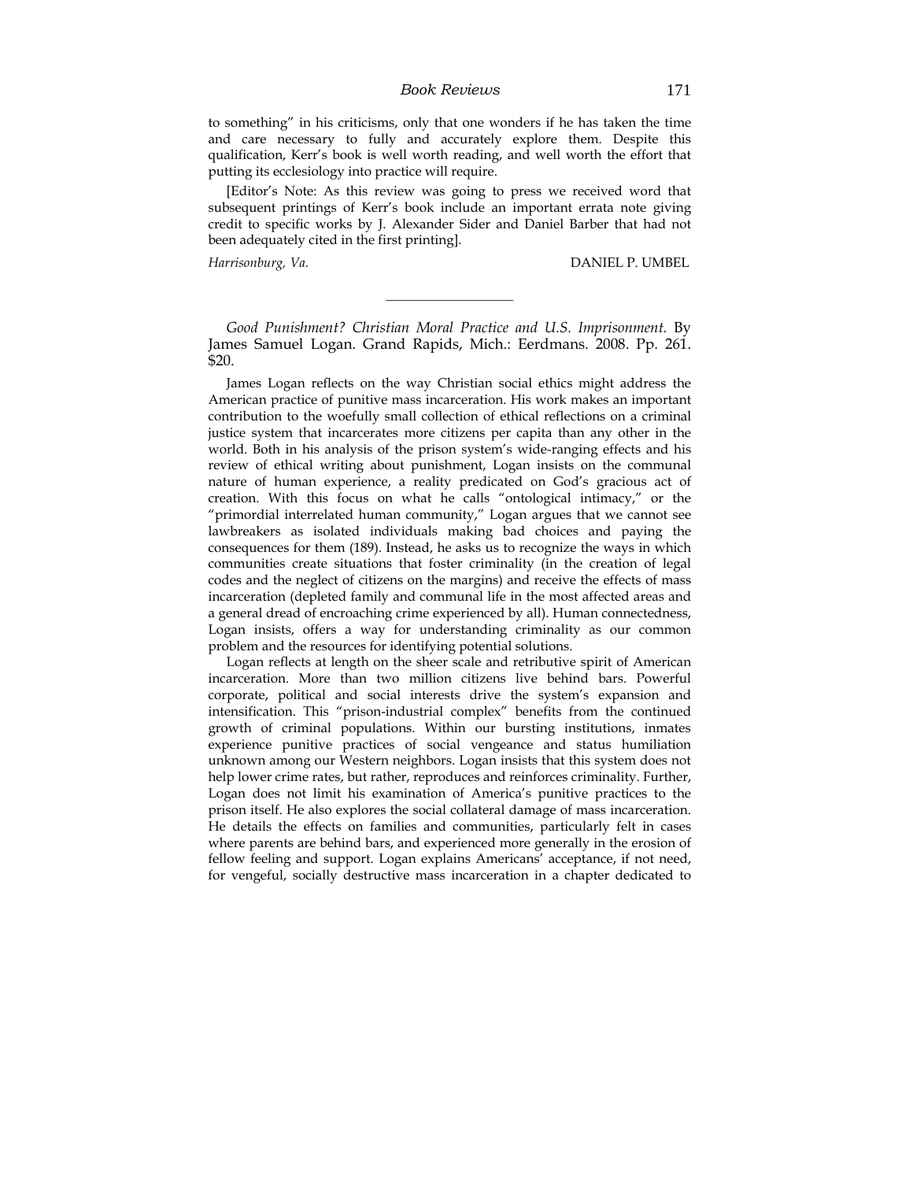to something" in his criticisms, only that one wonders if he has taken the time and care necessary to fully and accurately explore them. Despite this qualification, Kerr's book is well worth reading, and well worth the effort that putting its ecclesiology into practice will require.

[Editor's Note: As this review was going to press we received word that subsequent printings of Kerr's book include an important errata note giving credit to specific works by J. Alexander Sider and Daniel Barber that had not been adequately cited in the first printing].

*Harrisonburg, Va.* DANIEL P. UMBEL

---

*Good Punishment? Christian Moral Practice and U.S. Imprisonment.* By James Samuel Logan. Grand Rapids, Mich.: Eerdmans. 2008. Pp. 261. $20.

James Logan reflects on the way Christian social ethics might address the American practice of punitive mass incarceration. His work makes an important contribution to the woefully small collection of ethical reflections on a criminal justice system that incarcerates more citizens per capita than any other in the world. Both in his analysis of the prison system's wide-ranging effects and his review of ethical writing about punishment, Logan insists on the communal nature of human experience, a reality predicated on God's gracious act of creation. With this focus on what he calls "ontological intimacy," or the "primordial interrelated human community," Logan argues that we cannot see lawbreakers as isolated individuals making bad choices and paying the consequences for them (189). Instead, he asks us to recognize the ways in which communities create situations that foster criminality (in the creation of legal codes and the neglect of citizens on the margins) and receive the effects of mass incarceration (depleted family and communal life in the most affected areas and a general dread of encroaching crime experienced by all). Human connectedness, Logan insists, offers a way for understanding criminality as our common problem and the resources for identifying potential solutions.

Logan reflects at length on the sheer scale and retributive spirit of American incarceration. More than two million citizens live behind bars. Powerful corporate, political and social interests drive the system's expansion and intensification. This "prison-industrial complex" benefits from the continued growth of criminal populations. Within our bursting institutions, inmates experience punitive practices of social vengeance and status humiliation unknown among our Western neighbors. Logan insists that this system does not help lower crime rates, but rather, reproduces and reinforces criminality. Further, Logan does not limit his examination of America's punitive practices to the prison itself. He also explores the social collateral damage of mass incarceration. He details the effects on families and communities, particularly felt in cases where parents are behind bars, and experienced more generally in the erosion of fellow feeling and support. Logan explains Americans' acceptance, if not need, for vengeful, socially destructive mass incarceration in a chapter dedicated to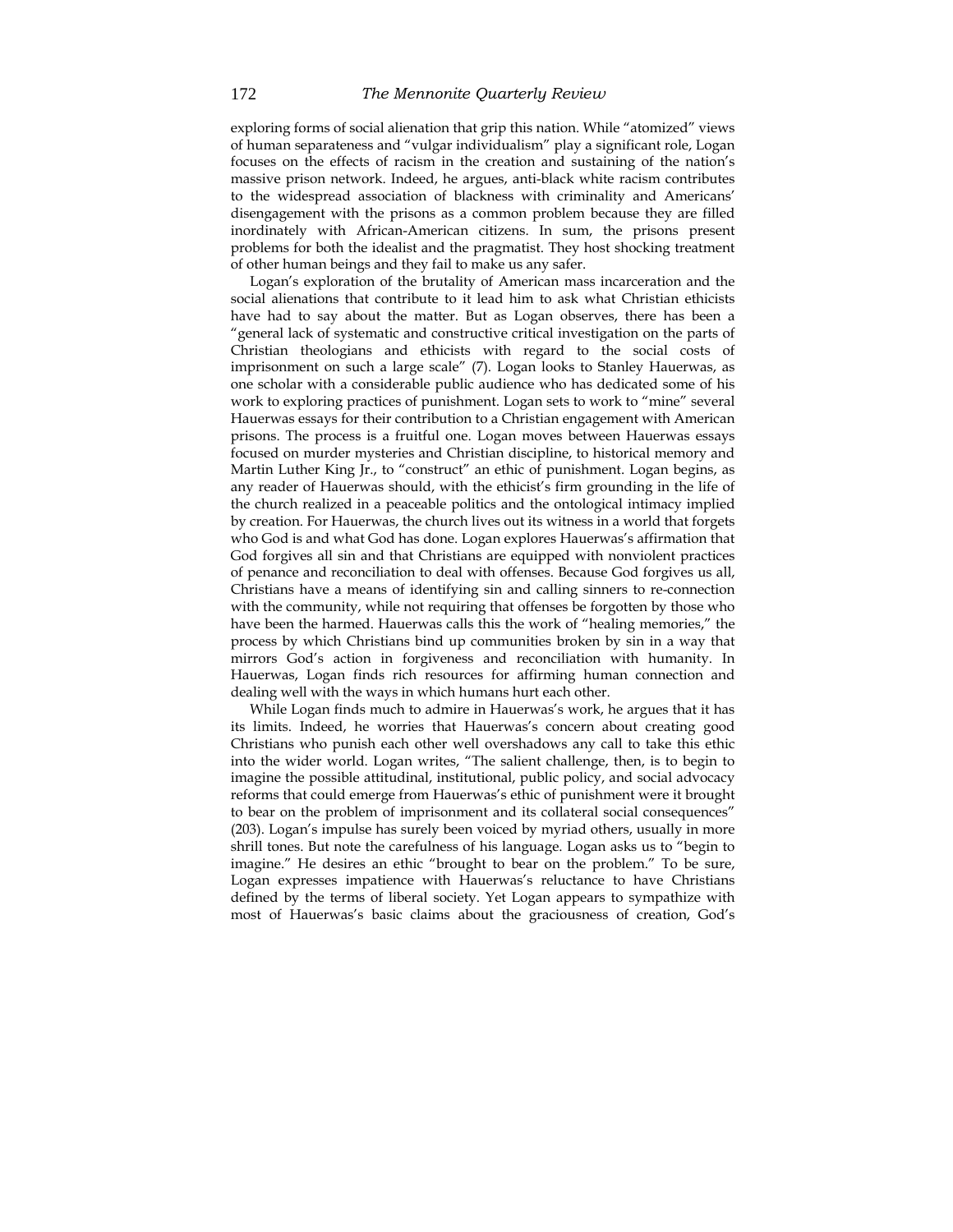exploring forms of social alienation that grip this nation. While "atomized" views of human separateness and "vulgar individualism" play a significant role, Logan focuses on the effects of racism in the creation and sustaining of the nation's massive prison network. Indeed, he argues, anti-black white racism contributes to the widespread association of blackness with criminality and Americans' disengagement with the prisons as a common problem because they are filled inordinately with African-American citizens. In sum, the prisons present problems for both the idealist and the pragmatist. They host shocking treatment of other human beings and they fail to make us any safer.

Logan's exploration of the brutality of American mass incarceration and the social alienations that contribute to it lead him to ask what Christian ethicists have had to say about the matter. But as Logan observes, there has been a "general lack of systematic and constructive critical investigation on the parts of Christian theologians and ethicists with regard to the social costs of imprisonment on such a large scale" (7). Logan looks to Stanley Hauerwas, as one scholar with a considerable public audience who has dedicated some of his work to exploring practices of punishment. Logan sets to work to "mine" several Hauerwas essays for their contribution to a Christian engagement with American prisons. The process is a fruitful one. Logan moves between Hauerwas essays focused on murder mysteries and Christian discipline, to historical memory and Martin Luther King Jr., to "construct" an ethic of punishment. Logan begins, as any reader of Hauerwas should, with the ethicist's firm grounding in the life of the church realized in a peaceable politics and the ontological intimacy implied by creation. For Hauerwas, the church lives out its witness in a world that forgets who God is and what God has done. Logan explores Hauerwas's affirmation that God forgives all sin and that Christians are equipped with nonviolent practices of penance and reconciliation to deal with offenses. Because God forgives us all, Christians have a means of identifying sin and calling sinners to re-connection with the community, while not requiring that offenses be forgotten by those who have been the harmed. Hauerwas calls this the work of "healing memories," the process by which Christians bind up communities broken by sin in a way that mirrors God's action in forgiveness and reconciliation with humanity. In Hauerwas, Logan finds rich resources for affirming human connection and dealing well with the ways in which humans hurt each other.

While Logan finds much to admire in Hauerwas's work, he argues that it has its limits. Indeed, he worries that Hauerwas's concern about creating good Christians who punish each other well overshadows any call to take this ethic into the wider world. Logan writes, "The salient challenge, then, is to begin to imagine the possible attitudinal, institutional, public policy, and social advocacy reforms that could emerge from Hauerwas's ethic of punishment were it brought to bear on the problem of imprisonment and its collateral social consequences" (203). Logan's impulse has surely been voiced by myriad others, usually in more shrill tones. But note the carefulness of his language. Logan asks us to "begin to imagine." He desires an ethic "brought to bear on the problem." To be sure, Logan expresses impatience with Hauerwas's reluctance to have Christians defined by the terms of liberal society. Yet Logan appears to sympathize with most of Hauerwas's basic claims about the graciousness of creation, God's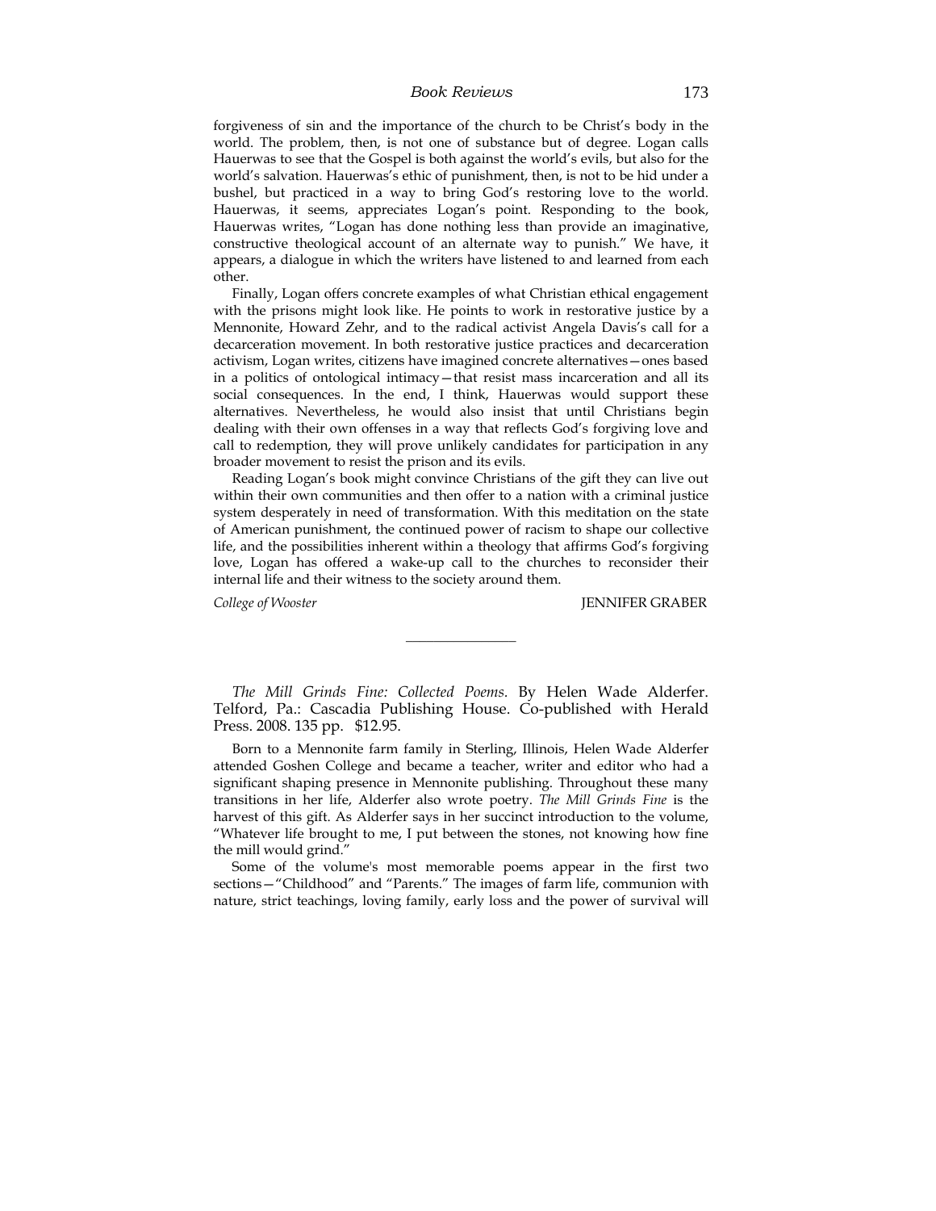forgiveness of sin and the importance of the church to be Christ's body in the world. The problem, then, is not one of substance but of degree. Logan calls Hauerwas to see that the Gospel is both against the world's evils, but also for the world's salvation. Hauerwas's ethic of punishment, then, is not to be hid under a bushel, but practiced in a way to bring God's restoring love to the world. Hauerwas, it seems, appreciates Logan's point. Responding to the book, Hauerwas writes, "Logan has done nothing less than provide an imaginative, constructive theological account of an alternate way to punish." We have, it appears, a dialogue in which the writers have listened to and learned from each other.

Finally, Logan offers concrete examples of what Christian ethical engagement with the prisons might look like. He points to work in restorative justice by a Mennonite, Howard Zehr, and to the radical activist Angela Davis's call for a decarceration movement. In both restorative justice practices and decarceration activism, Logan writes, citizens have imagined concrete alternatives—ones based in a politics of ontological intimacy—that resist mass incarceration and all its social consequences. In the end, I think, Hauerwas would support these alternatives. Nevertheless, he would also insist that until Christians begin dealing with their own offenses in a way that reflects God's forgiving love and call to redemption, they will prove unlikely candidates for participation in any broader movement to resist the prison and its evils.

Reading Logan's book might convince Christians of the gift they can live out within their own communities and then offer to a nation with a criminal justice system desperately in need of transformation. With this meditation on the state of American punishment, the continued power of racism to shape our collective life, and the possibilities inherent within a theology that affirms God's forgiving love, Logan has offered a wake-up call to the churches to reconsider their internal life and their witness to the society around them.

*College of Wooster* JENNIFER GRABER

---

*The Mill Grinds Fine: Collected Poems*. By Helen Wade Alderfer. Telford, Pa.: Cascadia Publishing House. Co-published with Herald Press. 2008. 135 pp. $12.95.

Born to a Mennonite farm family in Sterling, Illinois, Helen Wade Alderfer attended Goshen College and became a teacher, writer and editor who had a significant shaping presence in Mennonite publishing. Throughout these many transitions in her life, Alderfer also wrote poetry. *The Mill Grinds Fine* is the harvest of this gift. As Alderfer says in her succinct introduction to the volume, "Whatever life brought to me, I put between the stones, not knowing how fine the mill would grind."

Some of the volume's most memorable poems appear in the first two sections—"Childhood" and "Parents." The images of farm life, communion with nature, strict teachings, loving family, early loss and the power of survival will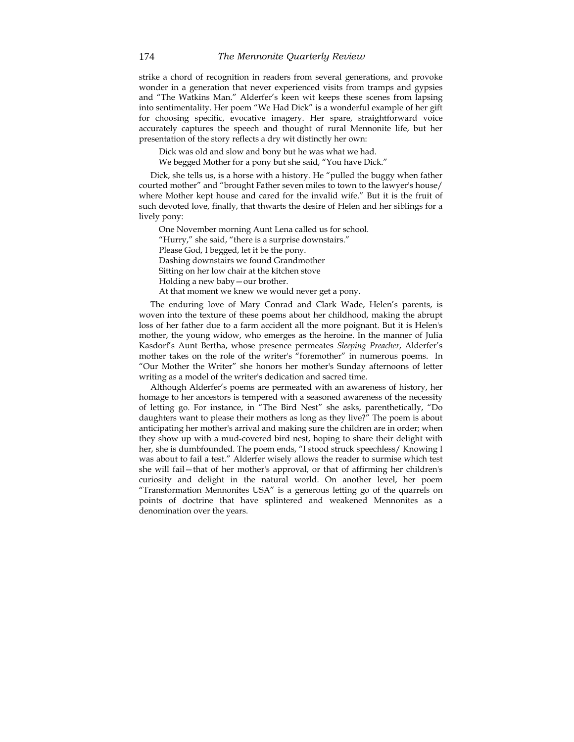strike a chord of recognition in readers from several generations, and provoke wonder in a generation that never experienced visits from tramps and gypsies and "The Watkins Man." Alderfer's keen wit keeps these scenes from lapsing into sentimentality. Her poem "We Had Dick" is a wonderful example of her gift for choosing specific, evocative imagery. Her spare, straightforward voice accurately captures the speech and thought of rural Mennonite life, but her presentation of the story reflects a dry wit distinctly her own:

> Dick was old and slow and bony but he was what we had.
> We begged Mother for a pony but she said, "You have Dick."

Dick, she tells us, is a horse with a history. He "pulled the buggy when father courted mother" and "brought Father seven miles to town to the lawyer's house/ where Mother kept house and cared for the invalid wife." But it is the fruit of such devoted love, finally, that thwarts the desire of Helen and her siblings for a lively pony:

> One November morning Aunt Lena called us for school.
> "Hurry," she said, "there is a surprise downstairs."
> Please God, I begged, let it be the pony.
> Dashing downstairs we found Grandmother
> Sitting on her low chair at the kitchen stove
> Holding a new baby—our brother.
> At that moment we knew we would never get a pony.

The enduring love of Mary Conrad and Clark Wade, Helen's parents, is woven into the texture of these poems about her childhood, making the abrupt loss of her father due to a farm accident all the more poignant. But it is Helen's mother, the young widow, who emerges as the heroine. In the manner of Julia Kasdorf's Aunt Bertha, whose presence permeates *Sleeping Preacher*, Alderfer's mother takes on the role of the writer's "foremother" in numerous poems. In "Our Mother the Writer" she honors her mother's Sunday afternoons of letter writing as a model of the writer's dedication and sacred time.

Although Alderfer's poems are permeated with an awareness of history, her homage to her ancestors is tempered with a seasoned awareness of the necessity of letting go. For instance, in "The Bird Nest" she asks, parenthetically, "Do daughters want to please their mothers as long as they live?" The poem is about anticipating her mother's arrival and making sure the children are in order; when they show up with a mud-covered bird nest, hoping to share their delight with her, she is dumbfounded. The poem ends, "I stood struck speechless/ Knowing I was about to fail a test." Alderfer wisely allows the reader to surmise which test she will fail—that of her mother's approval, or that of affirming her children's curiosity and delight in the natural world. On another level, her poem "Transformation Mennonites USA" is a generous letting go of the quarrels on points of doctrine that have splintered and weakened Mennonites as a denomination over the years.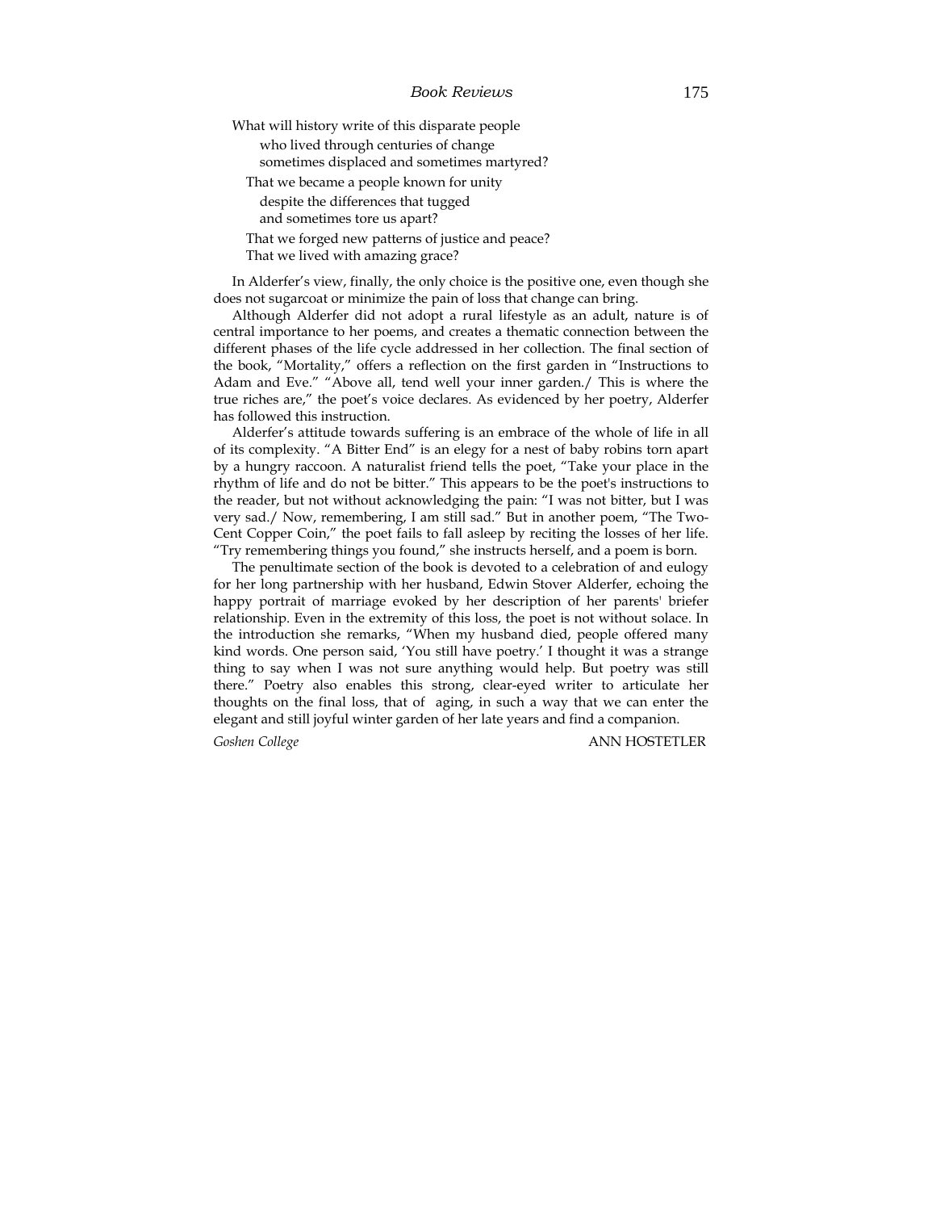What will history write of this disparate people  
  who lived through centuries of change  
  sometimes displaced and sometimes martyred?  
 That we became a people known for unity  
  despite the differences that tugged  
  and sometimes tore us apart?  
 That we forged new patterns of justice and peace?  
 That we lived with amazing grace?

In Alderfer's view, finally, the only choice is the positive one, even though she does not sugarcoat or minimize the pain of loss that change can bring.

Although Alderfer did not adopt a rural lifestyle as an adult, nature is of central importance to her poems, and creates a thematic connection between the different phases of the life cycle addressed in her collection. The final section of the book, "Mortality," offers a reflection on the first garden in "Instructions to Adam and Eve." "Above all, tend well your inner garden./ This is where the true riches are," the poet's voice declares. As evidenced by her poetry, Alderfer has followed this instruction.

Alderfer's attitude towards suffering is an embrace of the whole of life in all of its complexity. "A Bitter End" is an elegy for a nest of baby robins torn apart by a hungry raccoon. A naturalist friend tells the poet, "Take your place in the rhythm of life and do not be bitter." This appears to be the poet's instructions to the reader, but not without acknowledging the pain: "I was not bitter, but I was very sad./ Now, remembering, I am still sad." But in another poem, "The Two-Cent Copper Coin," the poet fails to fall asleep by reciting the losses of her life. "Try remembering things you found," she instructs herself, and a poem is born.

The penultimate section of the book is devoted to a celebration of and eulogy for her long partnership with her husband, Edwin Stover Alderfer, echoing the happy portrait of marriage evoked by her description of her parents' briefer relationship. Even in the extremity of this loss, the poet is not without solace. In the introduction she remarks, "When my husband died, people offered many kind words. One person said, 'You still have poetry.' I thought it was a strange thing to say when I was not sure anything would help. But poetry was still there." Poetry also enables this strong, clear-eyed writer to articulate her thoughts on the final loss, that of aging, in such a way that we can enter the elegant and still joyful winter garden of her late years and find a companion.

*Goshen College* ANN HOSTETLER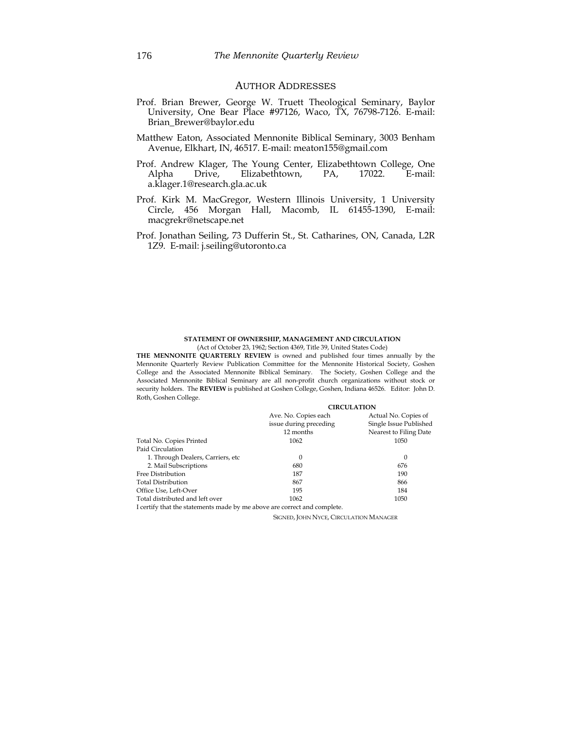## AUTHOR ADDRESSES

Prof. Brian Brewer, George W. Truett Theological Seminary, Baylor University, One Bear Place #97126, Waco, TX, 76798-7126. E-mail: Brian_Brewer@baylor.edu

Matthew Eaton, Associated Mennonite Biblical Seminary, 3003 Benham Avenue, Elkhart, IN, 46517. E-mail: meaton155@gmail.com

Prof. Andrew Klager, The Young Center, Elizabethtown College, One Alpha Drive, Elizabethtown, PA, 17022. E-mail: a.klager.1@research.gla.ac.uk

Prof. Kirk M. MacGregor, Western Illinois University, 1 University Circle, 456 Morgan Hall, Macomb, IL 61455-1390, E-mail: macgrekr@netscape.net

Prof. Jonathan Seiling, 73 Dufferin St., St. Catharines, ON, Canada, L2R 1Z9. E-mail: j.seiling@utoronto.ca

**STATEMENT OF OWNERSHIP, MANAGEMENT AND CIRCULATION**

(Act of October 23, 1962; Section 4369, Title 39, United States Code)

**THE MENNONITE QUARTERLY REVIEW** is owned and published four times annually by the Mennonite Quarterly Review Publication Committee for the Mennonite Historical Society, Goshen College and the Associated Mennonite Biblical Seminary. The Society, Goshen College and the Associated Mennonite Biblical Seminary are all non-profit church organizations without stock or security holders. The **REVIEW** is published at Goshen College, Goshen, Indiana 46526. Editor: John D. Roth, Goshen College.

| | **CIRCULATION** | |
|---|---|---|
| | Ave. No. Copies each issue during preceding 12 months | Actual No. Copies of Single Issue Published Nearest to Filing Date |
| Total No. Copies Printed | 1062 | 1050 |
| Paid Circulation | | |
| 1. Through Dealers, Carriers, etc | 0 | 0 |
| 2. Mail Subscriptions | 680 | 676 |
| Free Distribution | 187 | 190 |
| Total Distribution | 867 | 866 |
| Office Use, Left-Over | 195 | 184 |
| Total distributed and left over | 1062 | 1050 |

I certify that the statements made by me above are correct and complete.

SIGNED, JOHN NYCE, CIRCULATION MANAGER